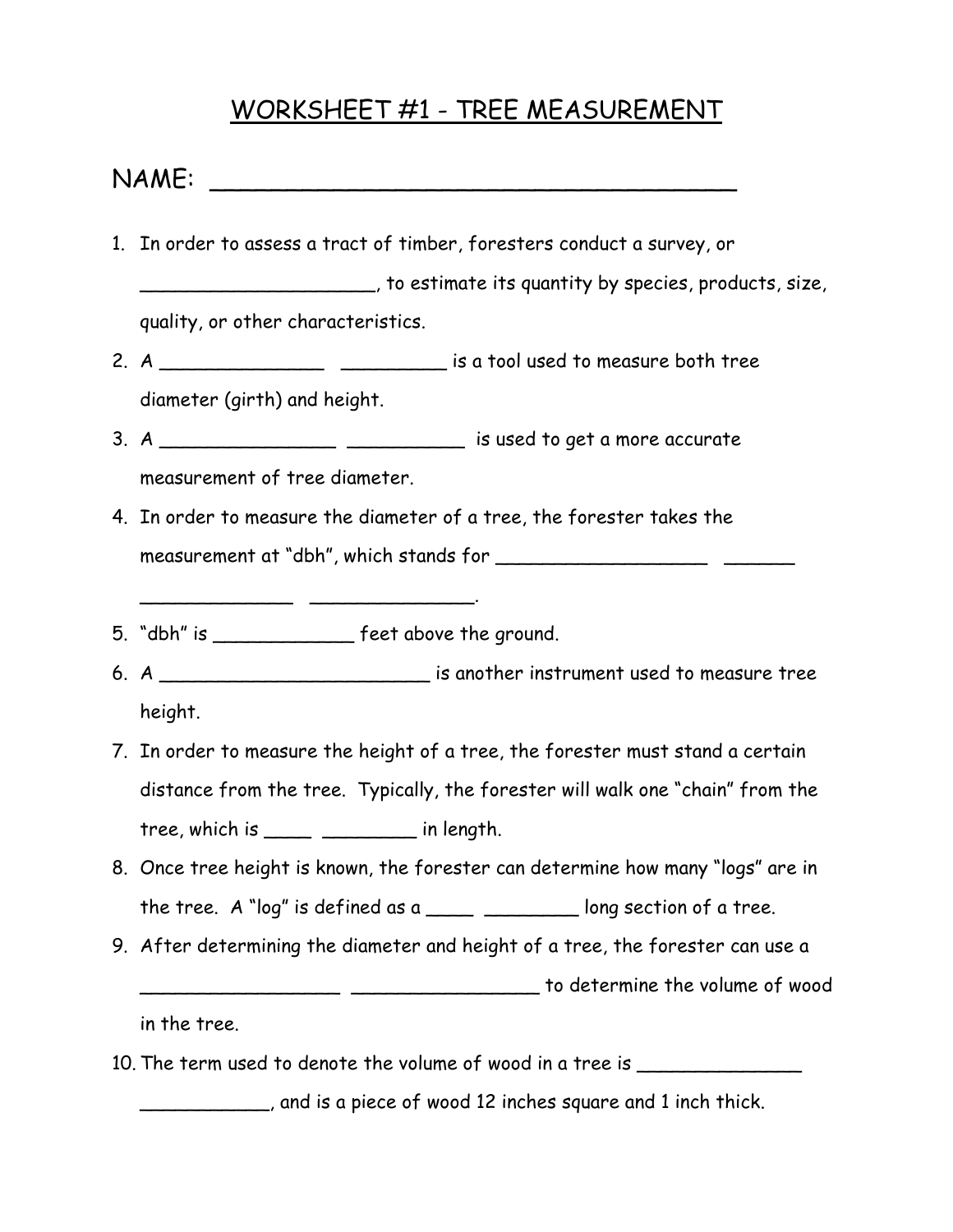# WORKSHEET #1 - TREE MEASUREMENT

NAME: ___________________________________

1. In order to assess a tract of timber, foresters conduct a survey, or ____________________, to estimate its quantity by species, products, size, quality, or other characteristics.
2. A ______________ _________ is a tool used to measure both tree diameter (girth) and height.
3. A _______________ __________ is used to get a more accurate measurement of tree diameter.
4. In order to measure the diameter of a tree, the forester takes the measurement at "dbh", which stands for __________________ ______ _____________ ______________.
5. "dbh" is ____________ feet above the ground.
6. A ________________________ is another instrument used to measure tree height.
7. In order to measure the height of a tree, the forester must stand a certain distance from the tree. Typically, the forester will walk one "chain" from the tree, which is ____ ________ in length.
8. Once tree height is known, the forester can determine how many "logs" are in the tree. A "log" is defined as a ____ ________ long section of a tree.
9. After determining the diameter and height of a tree, the forester can use a _________________ ________________ to determine the volume of wood in the tree.
10. The term used to denote the volume of wood in a tree is ______________ ___________, and is a piece of wood 12 inches square and 1 inch thick.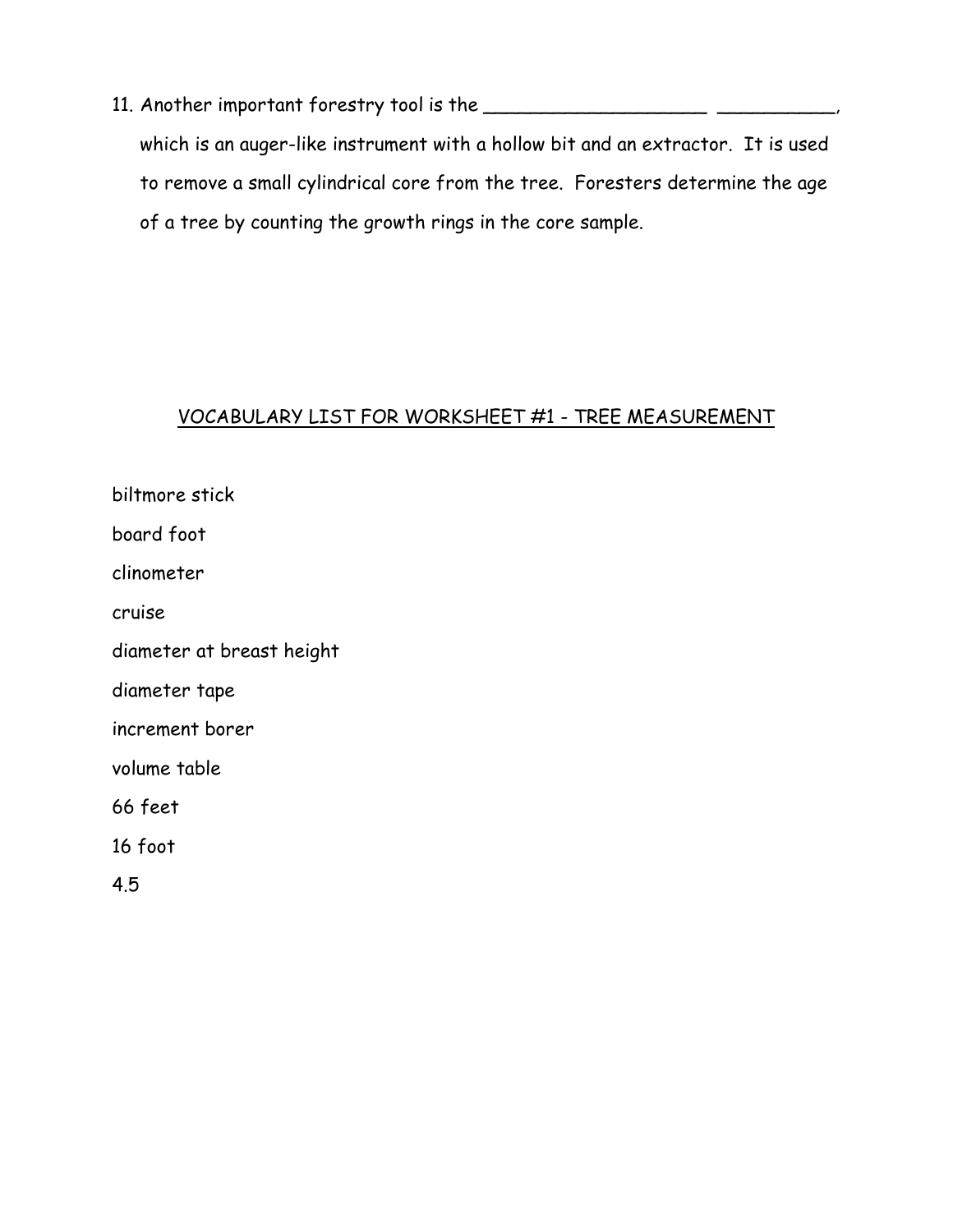11. Another important forestry tool is the ____________________ ___________, which is an auger-like instrument with a hollow bit and an extractor. It is used to remove a small cylindrical core from the tree. Foresters determine the age of a tree by counting the growth rings in the core sample.

## VOCABULARY LIST FOR WORKSHEET #1 - TREE MEASUREMENT

biltmore stick

board foot

clinometer

cruise

diameter at breast height

diameter tape

increment borer

volume table

66 feet

16 foot

4.5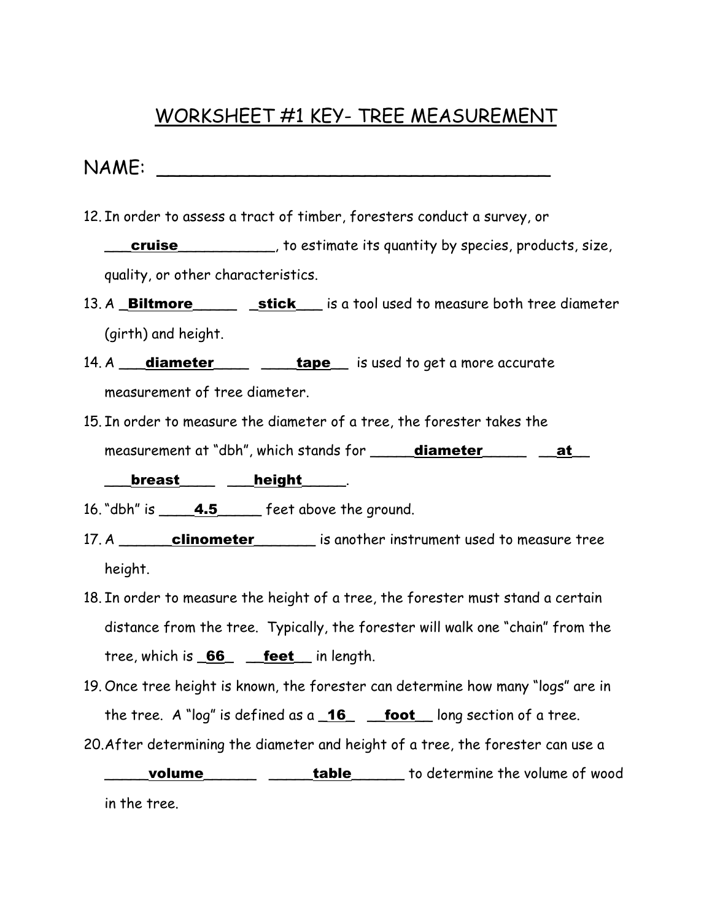# WORKSHEET #1 KEY- TREE MEASUREMENT

NAME: ___________________________________

12. In order to assess a tract of timber, foresters conduct a survey, or ___cruise___________, to estimate its quantity by species, products, size, quality, or other characteristics.
13. A _Biltmore_____ _stick___ is a tool used to measure both tree diameter (girth) and height.
14. A ___diameter____ ____tape__ is used to get a more accurate measurement of tree diameter.
15. In order to measure the diameter of a tree, the forester takes the measurement at "dbh", which stands for _____diameter_____ __at__ ___breast____ ___height_____.
16. "dbh" is ____4.5_____ feet above the ground.
17. A ______clinometer_______ is another instrument used to measure tree height.
18. In order to measure the height of a tree, the forester must stand a certain distance from the tree. Typically, the forester will walk one "chain" from the tree, which is _66_ __feet__ in length.
19. Once tree height is known, the forester can determine how many "logs" are in the tree. A "log" is defined as a _16_ __foot__ long section of a tree.
20. After determining the diameter and height of a tree, the forester can use a _____volume______ _____table______ to determine the volume of wood in the tree.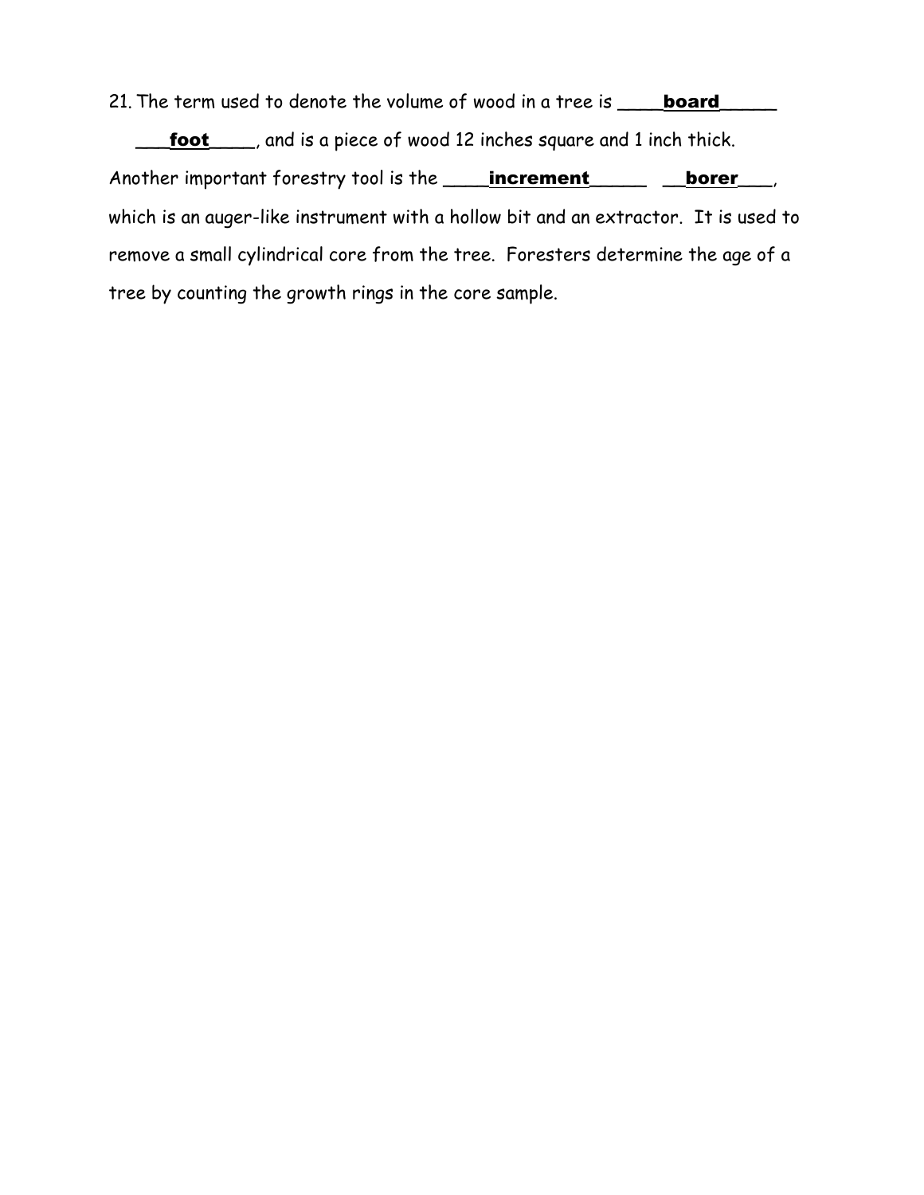21. The term used to denote the volume of wood in a tree is ____**board**_____ ___**foot**____, and is a piece of wood 12 inches square and 1 inch thick. Another important forestry tool is the ____**increment**_____ __**borer**___, which is an auger-like instrument with a hollow bit and an extractor. It is used to remove a small cylindrical core from the tree. Foresters determine the age of a tree by counting the growth rings in the core sample.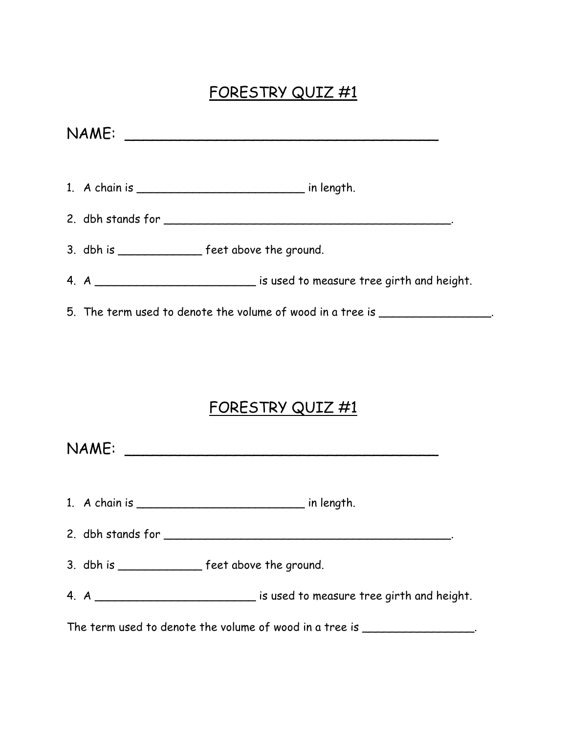# FORESTRY QUIZ #1

NAME: ___________________________________

1. A chain is _________________________ in length.
2. dbh stands for ___________________________________________.
3. dbh is ____________ feet above the ground.
4. A ________________________ is used to measure tree girth and height.
5. The term used to denote the volume of wood in a tree is ________________.

# FORESTRY QUIZ #1

NAME: ___________________________________

1. A chain is _________________________ in length.
2. dbh stands for ___________________________________________.
3. dbh is ____________ feet above the ground.
4. A ________________________ is used to measure tree girth and height.

The term used to denote the volume of wood in a tree is ________________.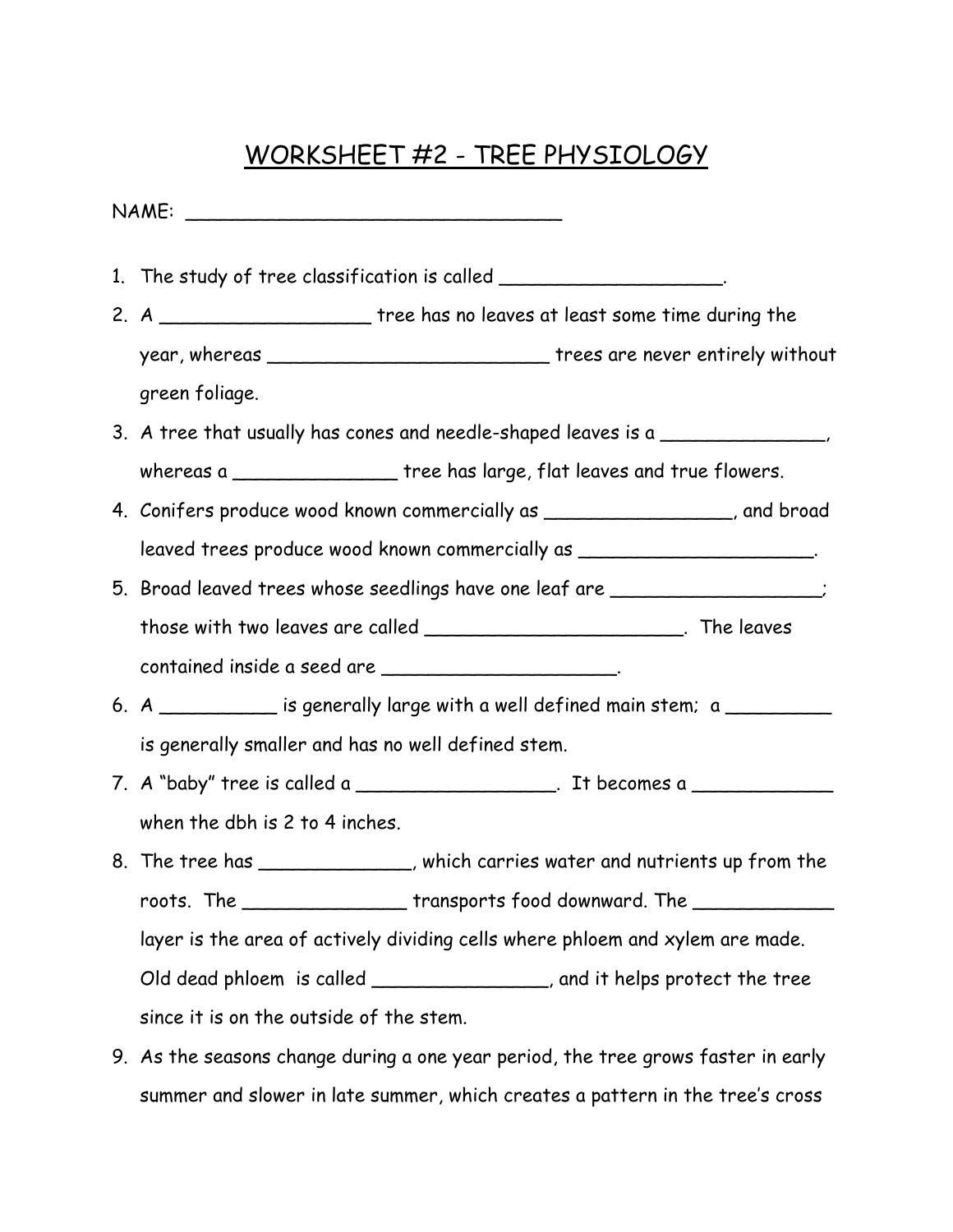# WORKSHEET #2 - TREE PHYSIOLOGY

NAME: ________________________________

1. The study of tree classification is called ___________________.
2. A __________________ tree has no leaves at least some time during the year, whereas ________________________ trees are never entirely without green foliage.
3. A tree that usually has cones and needle-shaped leaves is a ______________, whereas a ______________ tree has large, flat leaves and true flowers.
4. Conifers produce wood known commercially as ________________, and broad leaved trees produce wood known commercially as ___________________.
5. Broad leaved trees whose seedlings have one leaf are __________________; those with two leaves are called ______________________. The leaves contained inside a seed are ___________________.
6. A __________ is generally large with a well defined main stem; a _________ is generally smaller and has no well defined stem.
7. A "baby" tree is called a _________________. It becomes a ____________ when the dbh is 2 to 4 inches.
8. The tree has _____________, which carries water and nutrients up from the roots. The ______________ transports food downward. The ____________ layer is the area of actively dividing cells where phloem and xylem are made. Old dead phloem is called _______________, and it helps protect the tree since it is on the outside of the stem.
9. As the seasons change during a one year period, the tree grows faster in early summer and slower in late summer, which creates a pattern in the tree's cross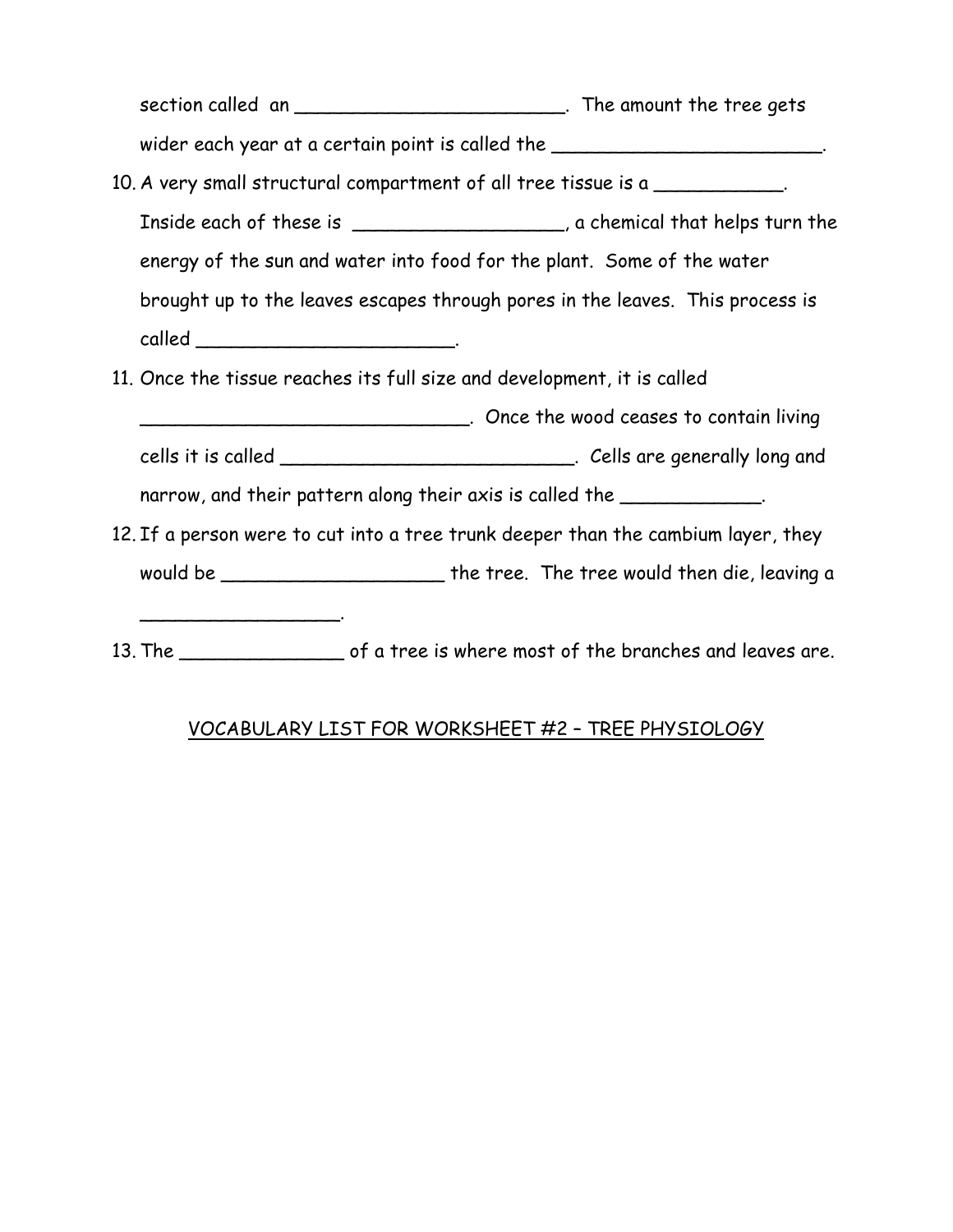section called an ________________________. The amount the tree gets wider each year at a certain point is called the ________________________.

10. A very small structural compartment of all tree tissue is a ___________. Inside each of these is __________________, a chemical that helps turn the energy of the sun and water into food for the plant. Some of the water brought up to the leaves escapes through pores in the leaves. This process is called _______________________.
11. Once the tissue reaches its full size and development, it is called _____________________________. Once the wood ceases to contain living cells it is called __________________________. Cells are generally long and narrow, and their pattern along their axis is called the ____________.
12. If a person were to cut into a tree trunk deeper than the cambium layer, they would be ___________________ the tree. The tree would then die, leaving a _________________.
13. The ______________ of a tree is where most of the branches and leaves are.

VOCABULARY LIST FOR WORKSHEET #2 – TREE PHYSIOLOGY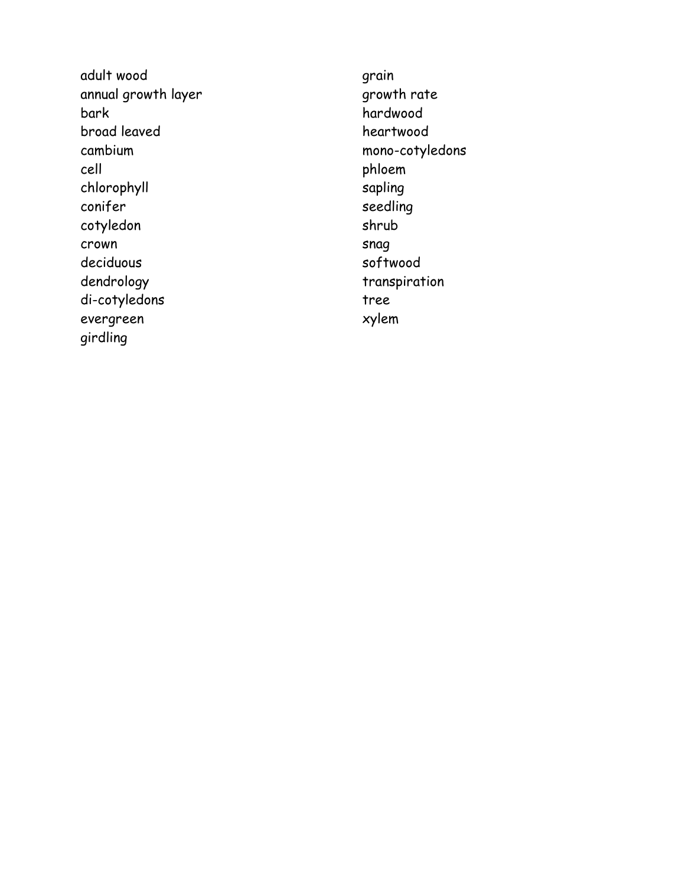adult wood
annual growth layer
bark
broad leaved
cambium
cell
chlorophyll
conifer
cotyledon
crown
deciduous
dendrology
di-cotyledons
evergreen
girdling
grain
growth rate
hardwood
heartwood
mono-cotyledons
phloem
sapling
seedling
shrub
snag
softwood
transpiration
tree
xylem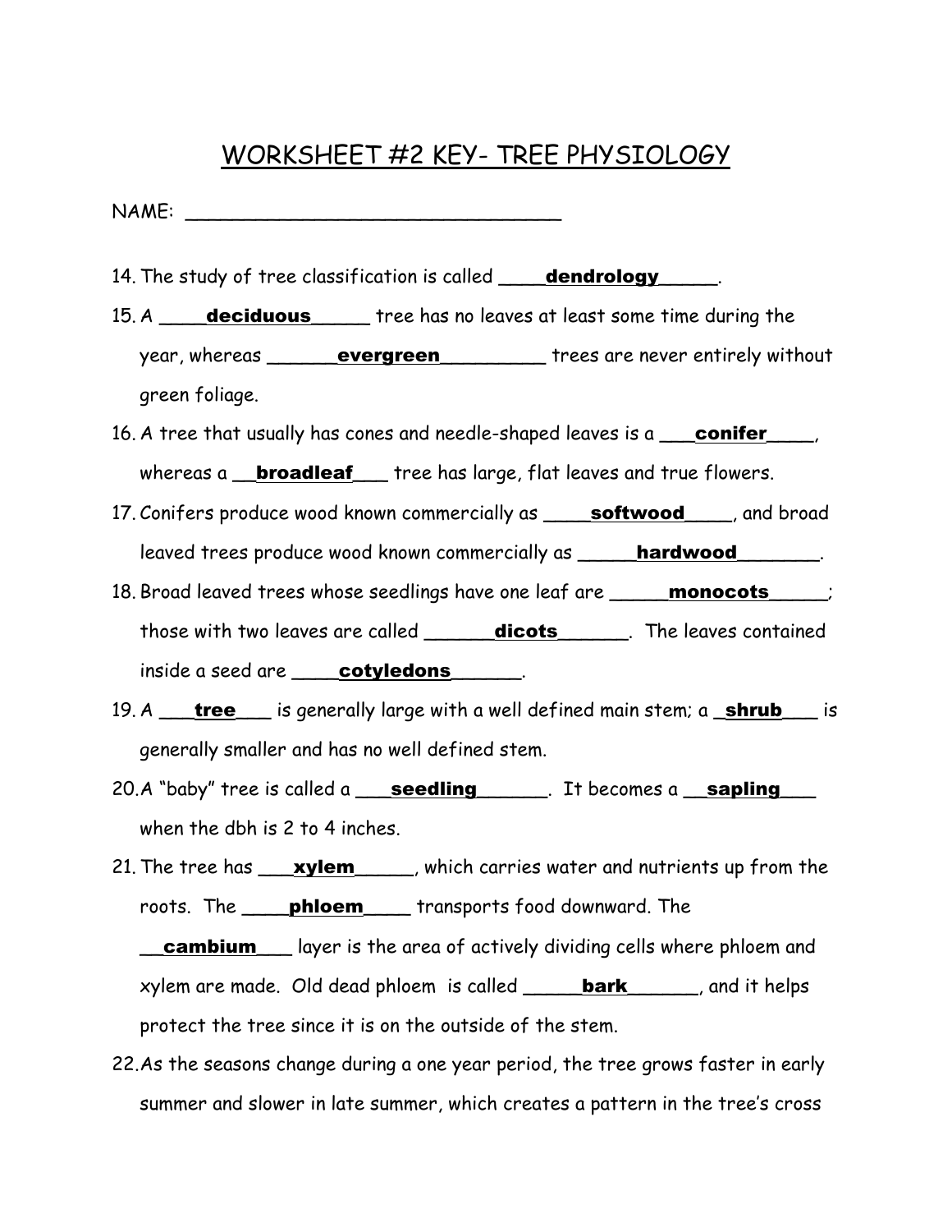# WORKSHEET #2 KEY- TREE PHYSIOLOGY

NAME: ________________________________

14. The study of tree classification is called ____**dendrology**_____.
15. A ____**deciduous**_____ tree has no leaves at least some time during the year, whereas ______**evergreen**_________ trees are never entirely without green foliage.
16. A tree that usually has cones and needle-shaped leaves is a ___**conifer**____, whereas a __**broadleaf**___ tree has large, flat leaves and true flowers.
17. Conifers produce wood known commercially as ____**softwood**____, and broad leaved trees produce wood known commercially as _____**hardwood**_______.
18. Broad leaved trees whose seedlings have one leaf are _____**monocots**_____; those with two leaves are called ______**dicots**______. The leaves contained inside a seed are ____**cotyledons**______.
19. A ___**tree**___ is generally large with a well defined main stem; a _**shrub**___ is generally smaller and has no well defined stem.
20. A "baby" tree is called a ___**seedling**______. It becomes a __**sapling**___ when the dbh is 2 to 4 inches.
21. The tree has ___**xylem**_____, which carries water and nutrients up from the roots. The ____**phloem**____ transports food downward. The __**cambium**___ layer is the area of actively dividing cells where phloem and xylem are made. Old dead phloem is called _____**bark**______, and it helps protect the tree since it is on the outside of the stem.
22. As the seasons change during a one year period, the tree grows faster in early summer and slower in late summer, which creates a pattern in the tree's cross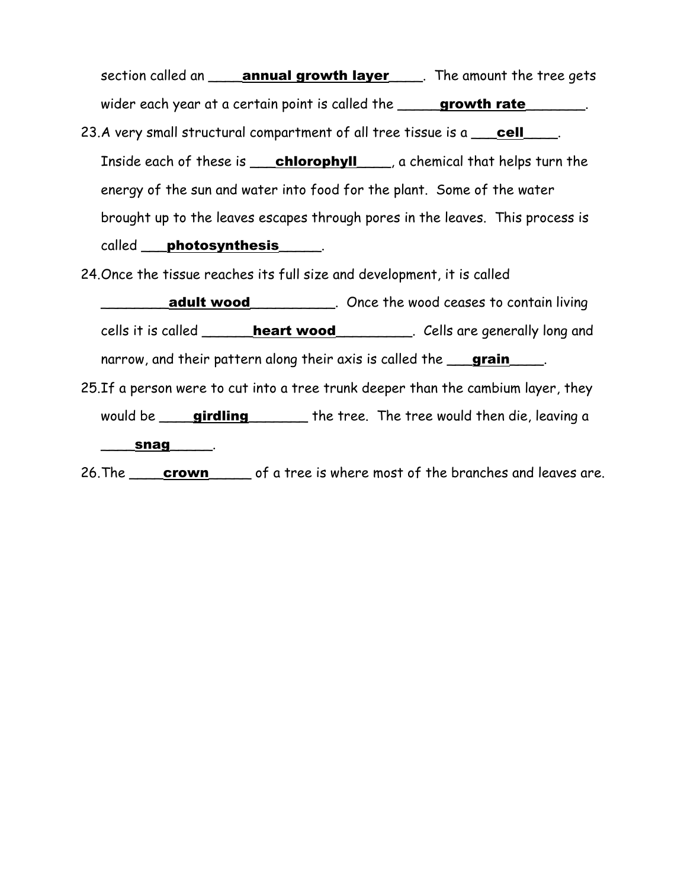section called an ____**annual growth layer**____. The amount the tree gets wider each year at a certain point is called the _____**growth rate**_______.

23. A very small structural compartment of all tree tissue is a ___**cell**____. Inside each of these is ___**chlorophyll**____, a chemical that helps turn the energy of the sun and water into food for the plant. Some of the water brought up to the leaves escapes through pores in the leaves. This process is called ___**photosynthesis**_____.

24. Once the tissue reaches its full size and development, it is called ________**adult wood**__________. Once the wood ceases to contain living cells it is called ______**heart wood**_________. Cells are generally long and narrow, and their pattern along their axis is called the ___**grain**____.

25. If a person were to cut into a tree trunk deeper than the cambium layer, they would be ____**girdling**_______ the tree. The tree would then die, leaving a ____**snag**_____.

26. The ____**crown**_____ of a tree is where most of the branches and leaves are.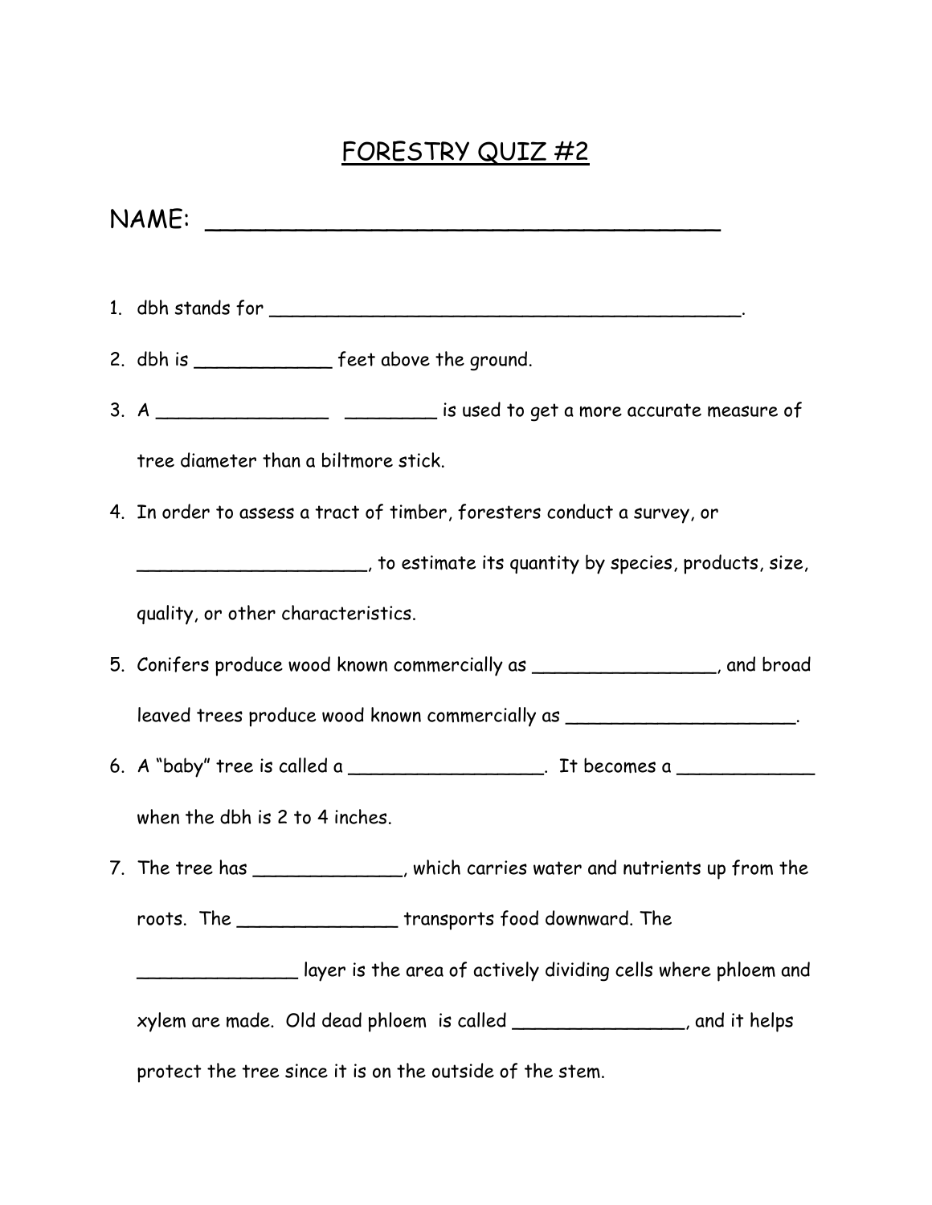# FORESTRY QUIZ #2

NAME: ___________________________________

1. dbh stands for ____________________________________________.
2. dbh is ____________ feet above the ground.
3. A ________________ ________ is used to get a more accurate measure of tree diameter than a biltmore stick.
4. In order to assess a tract of timber, foresters conduct a survey, or _____________________, to estimate its quantity by species, products, size, quality, or other characteristics.
5. Conifers produce wood known commercially as ________________, and broad leaved trees produce wood known commercially as ____________________.
6. A "baby" tree is called a _________________. It becomes a ____________ when the dbh is 2 to 4 inches.
7. The tree has _____________, which carries water and nutrients up from the roots. The ______________ transports food downward. The ______________ layer is the area of actively dividing cells where phloem and xylem are made. Old dead phloem is called ________________, and it helps protect the tree since it is on the outside of the stem.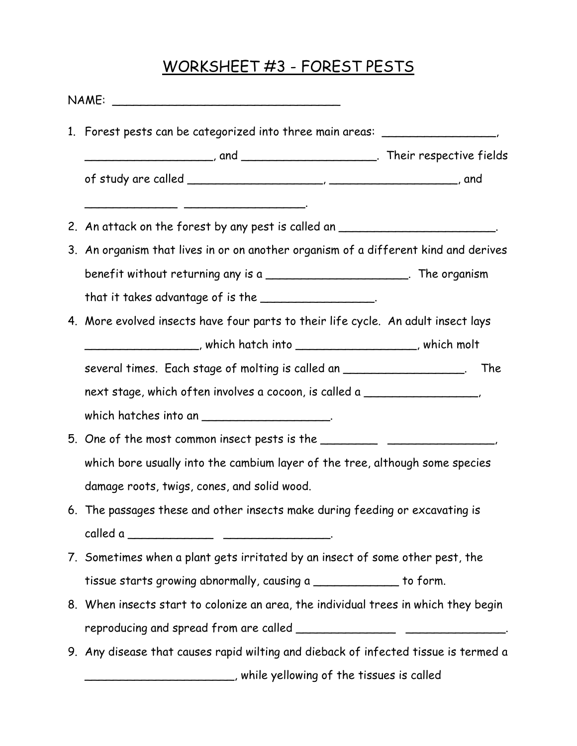# WORKSHEET #3 - FOREST PESTS

NAME: ________________________________

1. Forest pests can be categorized into three main areas: ________________, __________________, and ___________________. Their respective fields of study are called ___________________, __________________, and _____________ _________________.
2. An attack on the forest by any pest is called an ______________________.
3. An organism that lives in or on another organism of a different kind and derives benefit without returning any is a ____________________. The organism that it takes advantage of is the ________________.
4. More evolved insects have four parts to their life cycle. An adult insect lays ________________, which hatch into _________________, which molt several times. Each stage of molting is called an _________________. The next stage, which often involves a cocoon, is called a ________________, which hatches into an _________________.
5. One of the most common insect pests is the ________ _______________, which bore usually into the cambium layer of the tree, although some species damage roots, twigs, cones, and solid wood.
6. The passages these and other insects make during feeding or excavating is called a ____________ _______________.
7. Sometimes when a plant gets irritated by an insect of some other pest, the tissue starts growing abnormally, causing a ____________ to form.
8. When insects start to colonize an area, the individual trees in which they begin reproducing and spread from are called ______________ ______________.
9. Any disease that causes rapid wilting and dieback of infected tissue is termed a _____________________, while yellowing of the tissues is called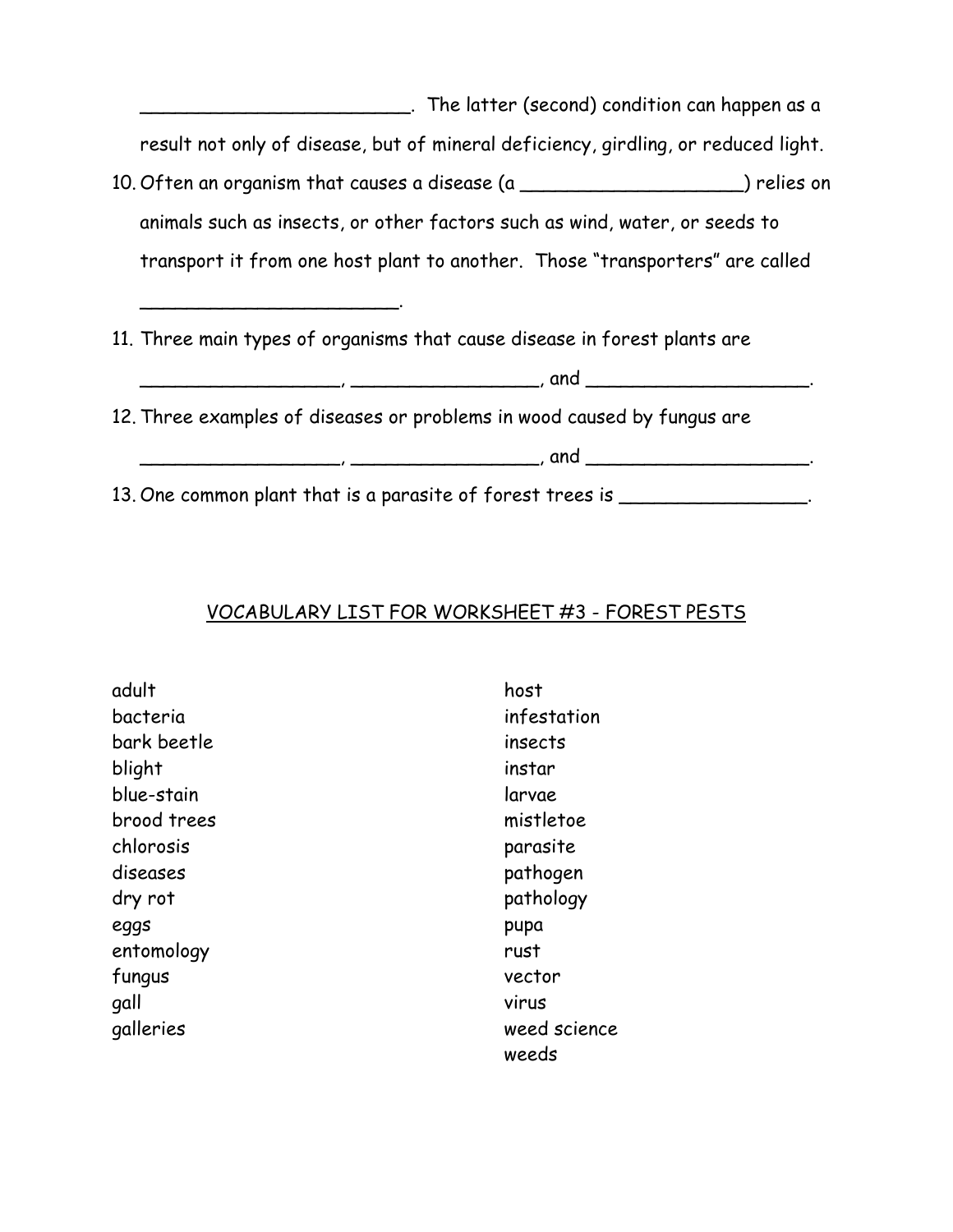________________________. The latter (second) condition can happen as a result not only of disease, but of mineral deficiency, girdling, or reduced light.

10. Often an organism that causes a disease (a ____________________) relies on animals such as insects, or other factors such as wind, water, or seeds to transport it from one host plant to another. Those "transporters" are called ________________________.
11. Three main types of organisms that cause disease in forest plants are __________________, _________________, and ____________________.
12. Three examples of diseases or problems in wood caused by fungus are __________________, _________________, and ____________________.
13. One common plant that is a parasite of forest trees is _________________.

## VOCABULARY LIST FOR WORKSHEET #3 - FOREST PESTS

adult
bacteria
bark beetle
blight
blue-stain
brood trees
chlorosis
diseases
dry rot
eggs
entomology
fungus
gall
galleries
host
infestation
insects
instar
larvae
mistletoe
parasite
pathogen
pathology
pupa
rust
vector
virus
weed science
weeds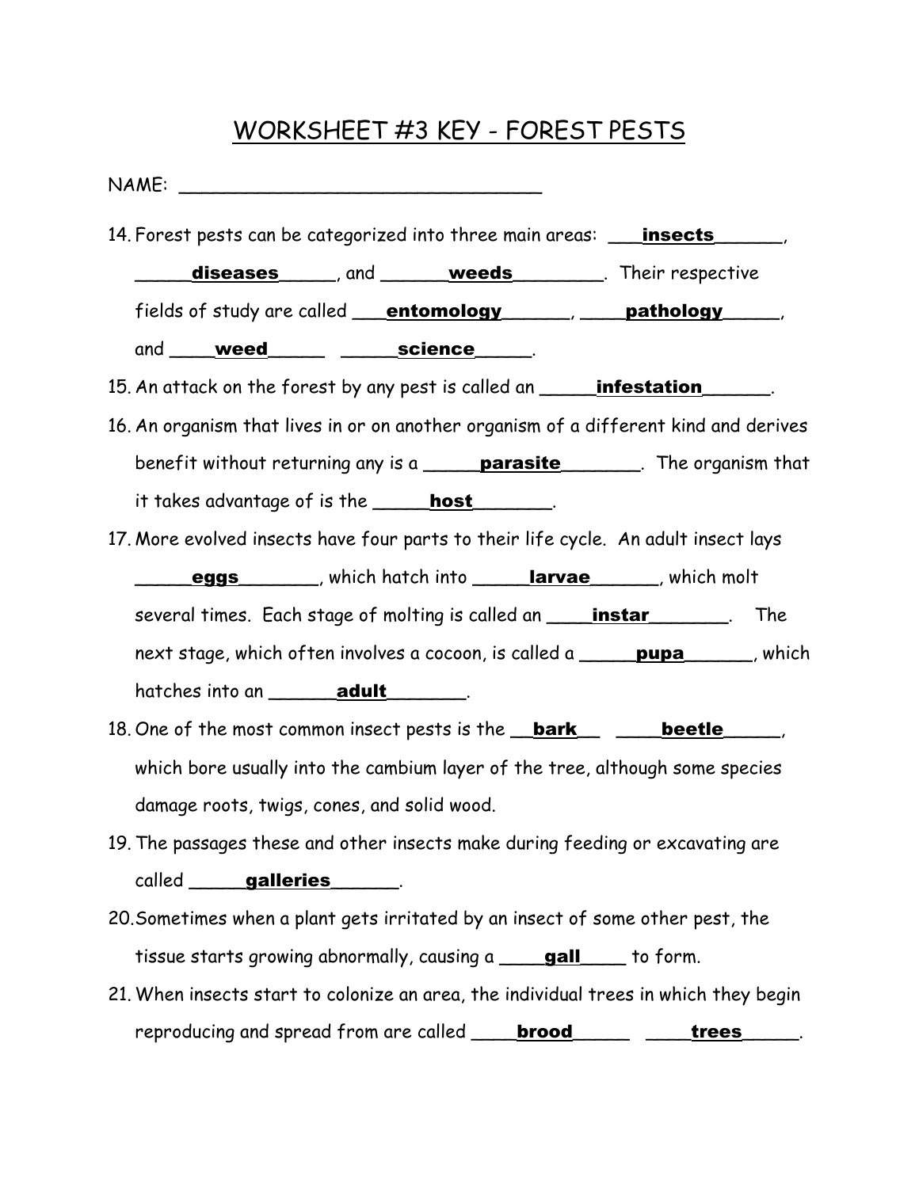# WORKSHEET #3 KEY - FOREST PESTS

NAME: ________________________________

14. Forest pests can be categorized into three main areas: ___**insects**______, _____**diseases**_____, and ______**weeds**________. Their respective fields of study are called ___**entomology**______, ____**pathology**_____, and ____**weed**_____ _____**science**_____.
15. An attack on the forest by any pest is called an _____**infestation**______.
16. An organism that lives in or on another organism of a different kind and derives benefit without returning any is a _____**parasite**_______. The organism that it takes advantage of is the _____**host**_______.
17. More evolved insects have four parts to their life cycle. An adult insect lays _____**eggs**_______, which hatch into _____**larvae**______, which molt several times. Each stage of molting is called an ____**instar**_______. The next stage, which often involves a cocoon, is called a _____**pupa**______, which hatches into an ______**adult**_______.
18. One of the most common insect pests is the __**bark**__ ____**beetle**_____, which bore usually into the cambium layer of the tree, although some species damage roots, twigs, cones, and solid wood.
19. The passages these and other insects make during feeding or excavating are called _____**galleries**______.
20. Sometimes when a plant gets irritated by an insect of some other pest, the tissue starts growing abnormally, causing a ____**gall**____ to form.
21. When insects start to colonize an area, the individual trees in which they begin reproducing and spread from are called ____**brood**_____ ____**trees**_____.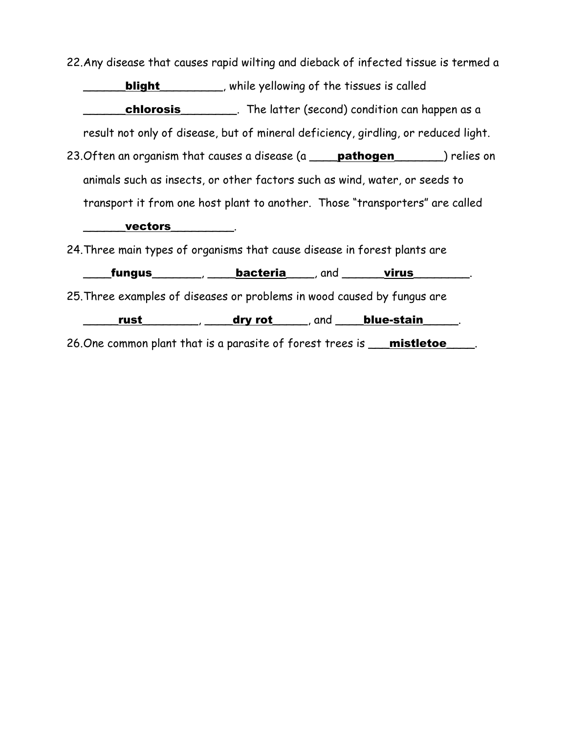22. Any disease that causes rapid wilting and dieback of infected tissue is termed a ______**blight**_________, while yellowing of the tissues is called ______**chlorosis**________. The latter (second) condition can happen as a result not only of disease, but of mineral deficiency, girdling, or reduced light.
23. Often an organism that causes a disease (a ____**pathogen**_______) relies on animals such as insects, or other factors such as wind, water, or seeds to transport it from one host plant to another. Those "transporters" are called ______**vectors**_________.
24. Three main types of organisms that cause disease in forest plants are ____**fungus**_______, ____**bacteria**____, and ______**virus**________.
25. Three examples of diseases or problems in wood caused by fungus are _____**rust**________, ____**dry rot**_____, and ____**blue-stain**_____.
26. One common plant that is a parasite of forest trees is ___**mistletoe**____.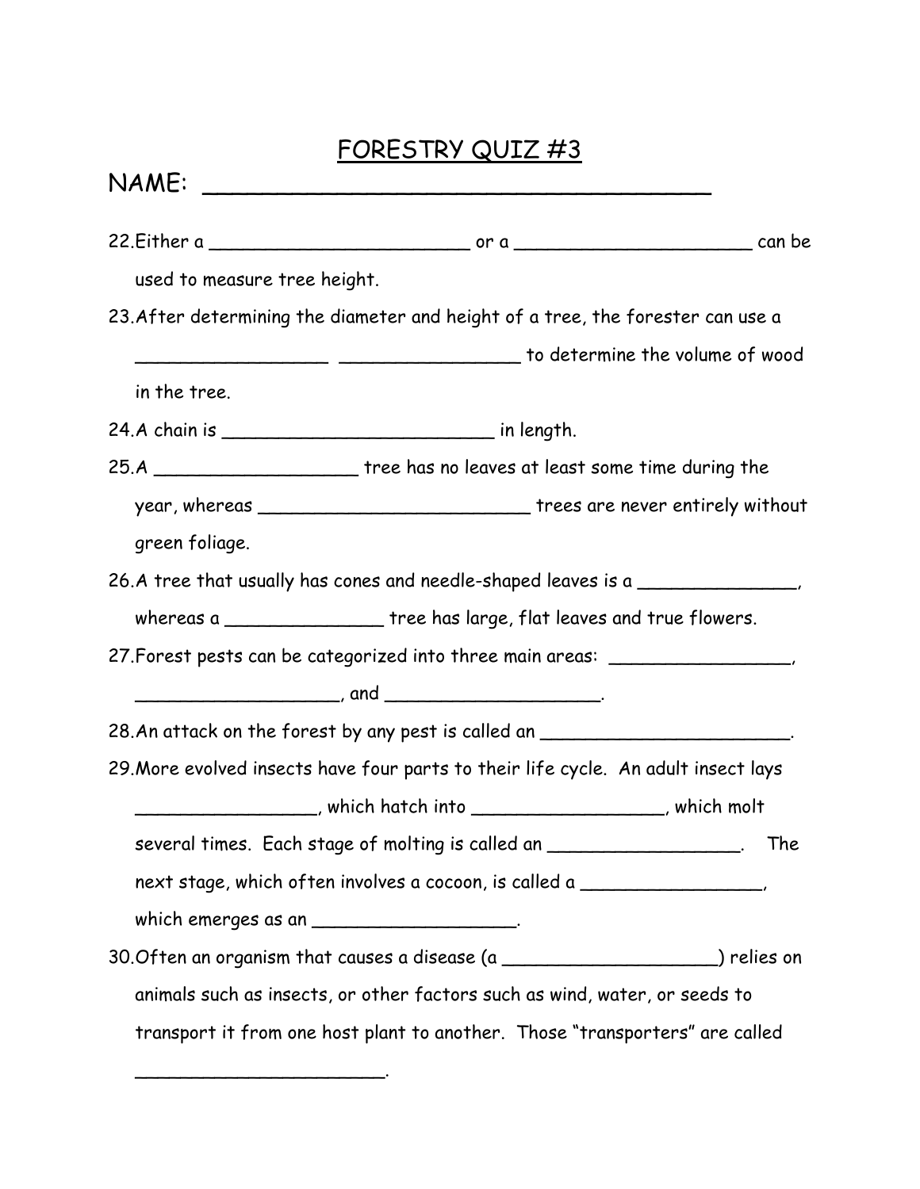# FORESTRY QUIZ #3

NAME: ________________________________________

22. Either a _________________________ or a ______________________ can be used to measure tree height.

23. After determining the diameter and height of a tree, the forester can use a __________________ _________________ to determine the volume of wood in the tree.

24. A chain is __________________________ in length.

25. A ___________________ tree has no leaves at least some time during the year, whereas __________________________ trees are never entirely without green foliage.

26. A tree that usually has cones and needle-shaped leaves is a _______________, whereas a _______________ tree has large, flat leaves and true flowers.

27. Forest pests can be categorized into three main areas: _________________, ___________________, and ____________________.

28. An attack on the forest by any pest is called an ________________________.

29. More evolved insects have four parts to their life cycle. An adult insect lays _________________, which hatch into __________________, which molt several times. Each stage of molting is called an __________________. The next stage, which often involves a cocoon, is called a _________________, which emerges as an ___________________.

30. Often an organism that causes a disease (a ____________________) relies on animals such as insects, or other factors such as wind, water, or seeds to transport it from one host plant to another. Those "transporters" are called ________________________.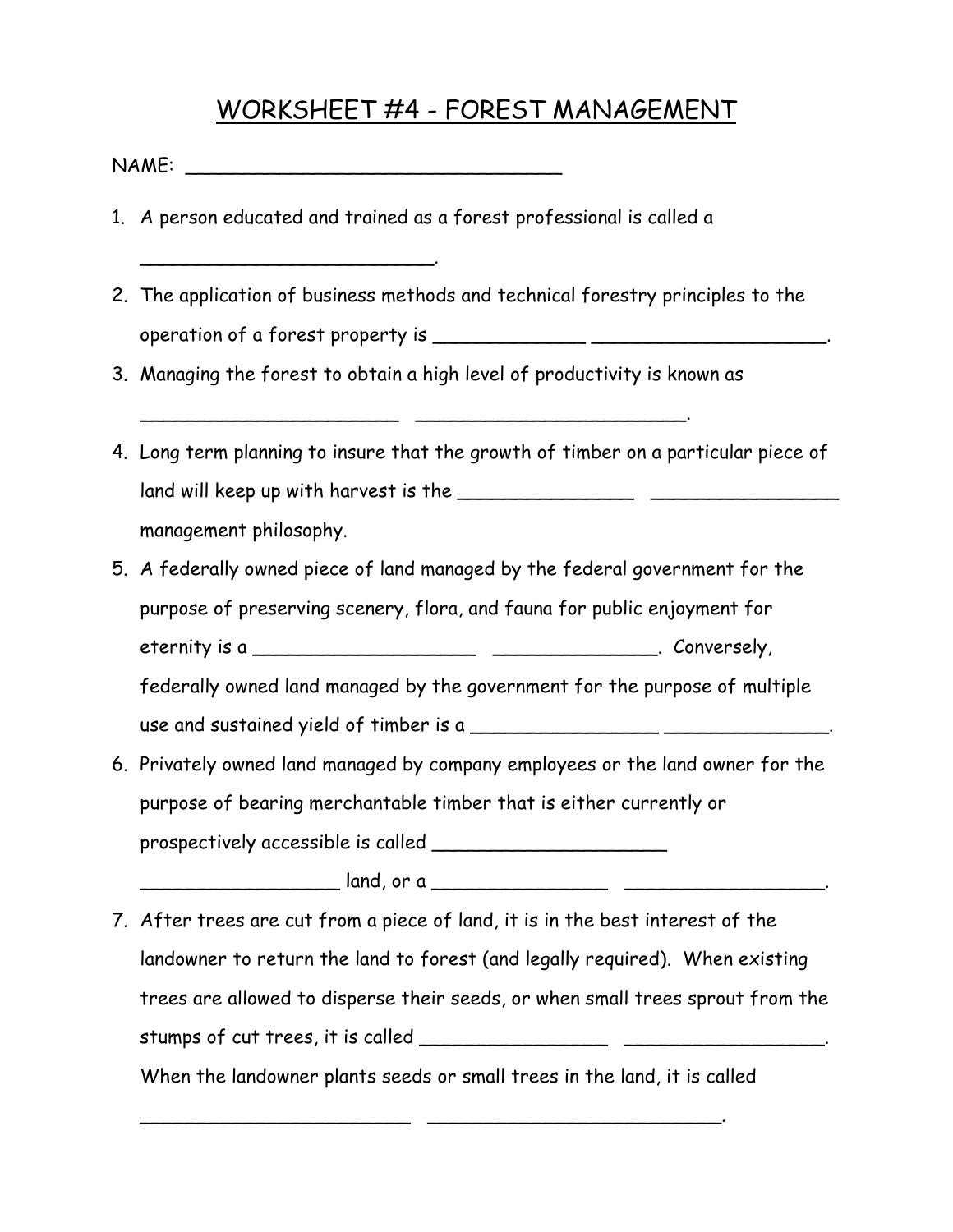# WORKSHEET #4 - FOREST MANAGEMENT

NAME: ________________________________

1. A person educated and trained as a forest professional is called a __________________________.
2. The application of business methods and technical forestry principles to the operation of a forest property is _____________ ____________________.
3. Managing the forest to obtain a high level of productivity is known as _______________________ _______________________.
4. Long term planning to insure that the growth of timber on a particular piece of land will keep up with harvest is the _______________ ________________ management philosophy.
5. A federally owned piece of land managed by the federal government for the purpose of preserving scenery, flora, and fauna for public enjoyment for eternity is a ___________________ ______________. Conversely, federally owned land managed by the government for the purpose of multiple use and sustained yield of timber is a ________________ ______________.
6. Privately owned land managed by company employees or the land owner for the purpose of bearing merchantable timber that is either currently or prospectively accessible is called ____________________ _________________ land, or a _______________ _________________.
7. After trees are cut from a piece of land, it is in the best interest of the landowner to return the land to forest (and legally required). When existing trees are allowed to disperse their seeds, or when small trees sprout from the stumps of cut trees, it is called ________________ _________________. When the landowner plants seeds or small trees in the land, it is called ________________________ __________________________.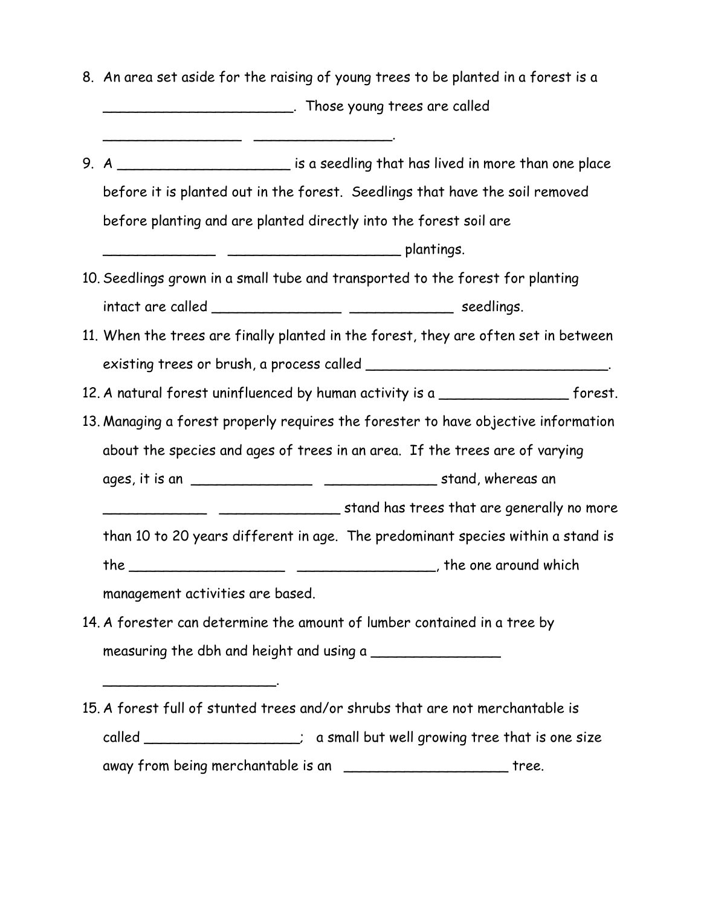8. An area set aside for the raising of young trees to be planted in a forest is a _______________________. Those young trees are called _________________ _________________.
9. A _____________________ is a seedling that has lived in more than one place before it is planted out in the forest. Seedlings that have the soil removed before planting and are planted directly into the forest soil are ______________ _____________________ plantings.
10. Seedlings grown in a small tube and transported to the forest for planting intact are called ________________ _____________ seedlings.
11. When the trees are finally planted in the forest, they are often set in between existing trees or brush, a process called ______________________________.
12. A natural forest uninfluenced by human activity is a ________________ forest.
13. Managing a forest properly requires the forester to have objective information about the species and ages of trees in an area. If the trees are of varying ages, it is an _______________ ______________ stand, whereas an _____________ _______________ stand has trees that are generally no more than 10 to 20 years different in age. The predominant species within a stand is the ___________________ _________________, the one around which management activities are based.
14. A forester can determine the amount of lumber contained in a tree by measuring the dbh and height and using a ________________ _____________________.
15. A forest full of stunted trees and/or shrubs that are not merchantable is called ___________________; a small but well growing tree that is one size away from being merchantable is an ____________________ tree.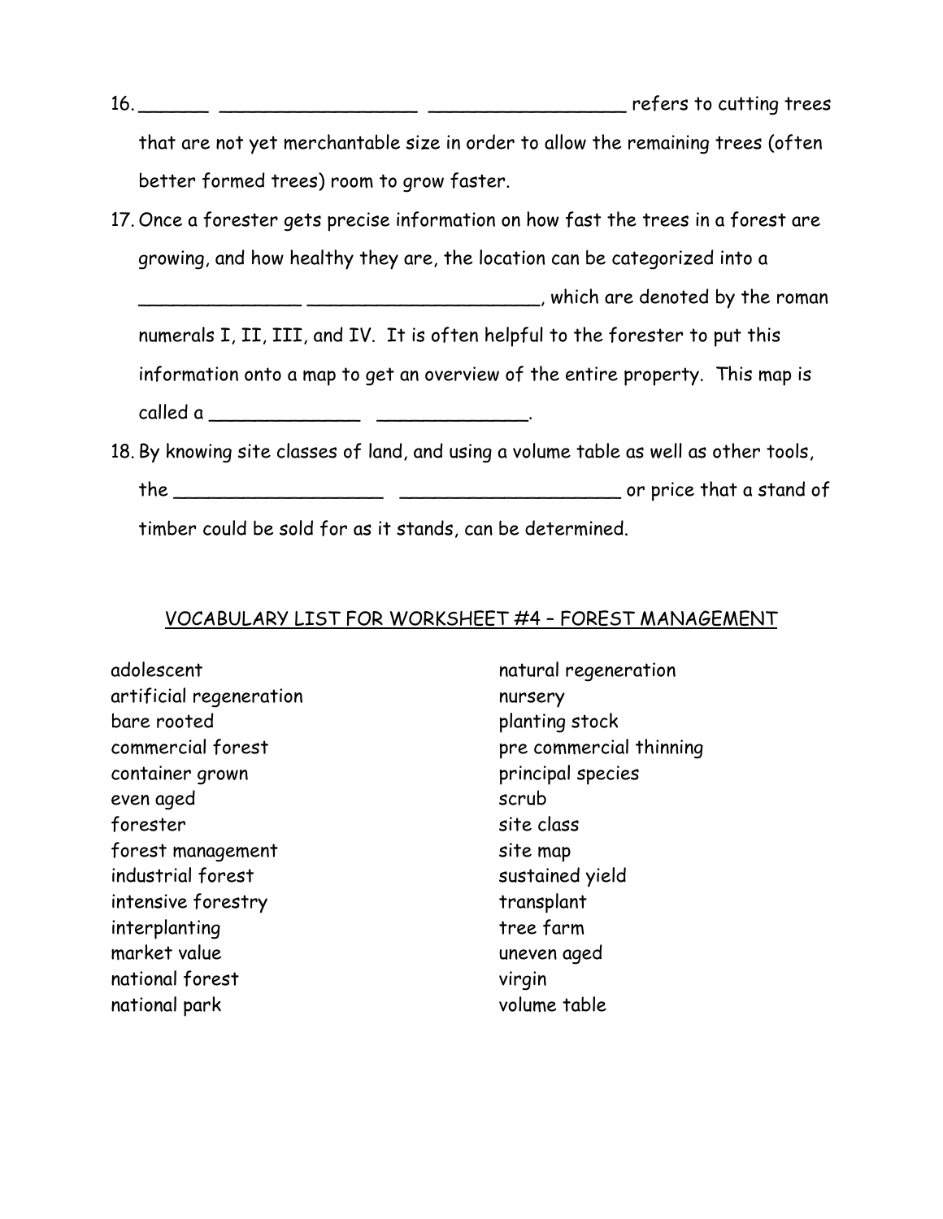16. ______ _________________ _________________ refers to cutting trees that are not yet merchantable size in order to allow the remaining trees (often better formed trees) room to grow faster.

17. Once a forester gets precise information on how fast the trees in a forest are growing, and how healthy they are, the location can be categorized into a ______________ ____________________, which are denoted by the roman numerals I, II, III, and IV. It is often helpful to the forester to put this information onto a map to get an overview of the entire property. This map is called a _____________ _____________.

18. By knowing site classes of land, and using a volume table as well as other tools, the __________________ ___________________ or price that a stand of timber could be sold for as it stands, can be determined.

## VOCABULARY LIST FOR WORKSHEET #4 – FOREST MANAGEMENT

- adolescent
- artificial regeneration
- bare rooted
- commercial forest
- container grown
- even aged
- forester
- forest management
- industrial forest
- intensive forestry
- interplanting
- market value
- national forest
- national park
- natural regeneration
- nursery
- planting stock
- pre commercial thinning
- principal species
- scrub
- site class
- site map
- sustained yield
- transplant
- tree farm
- uneven aged
- virgin
- volume table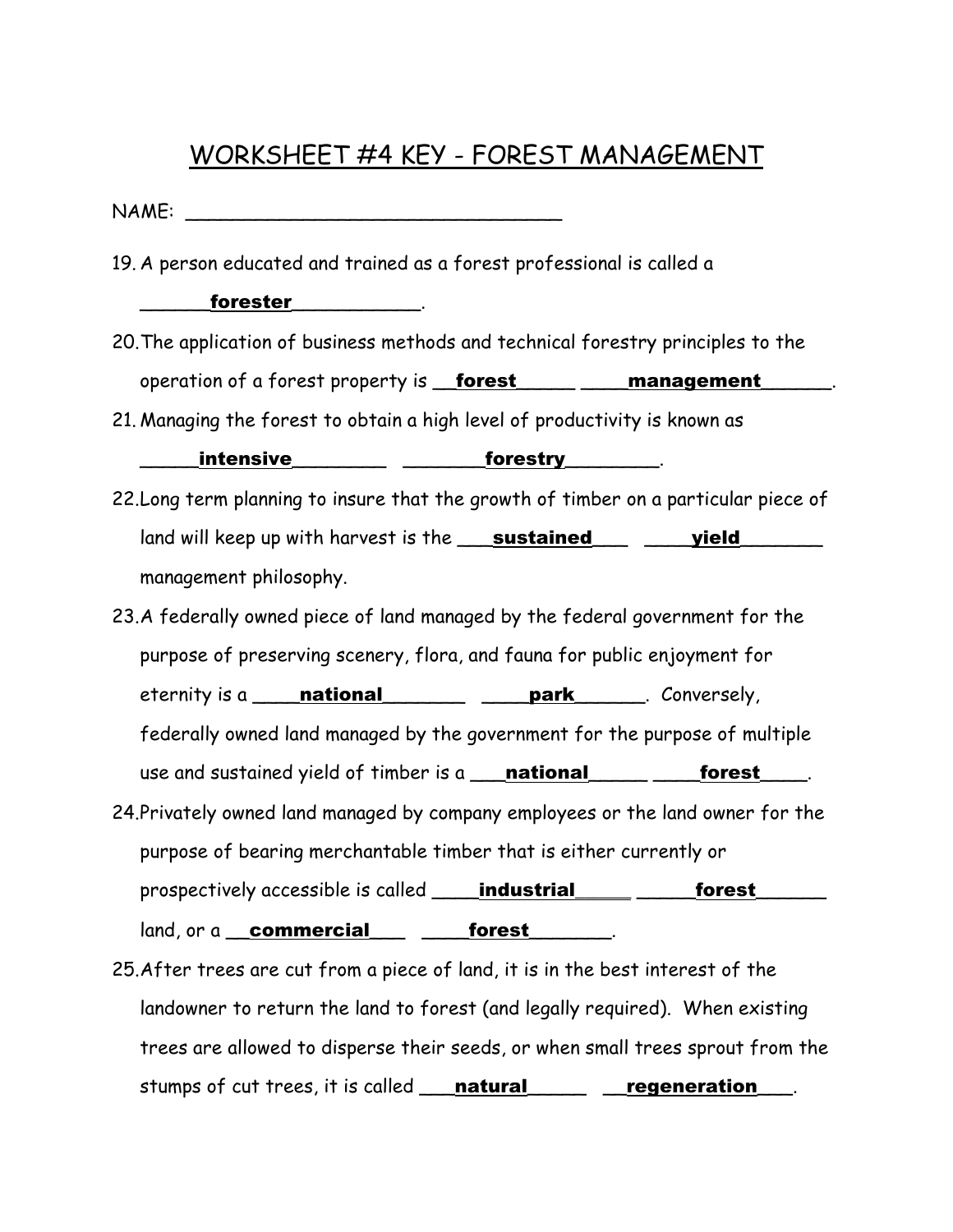# WORKSHEET #4 KEY - FOREST MANAGEMENT

NAME: ________________________________

19. A person educated and trained as a forest professional is called a ______**forester**___________.

20. The application of business methods and technical forestry principles to the operation of a forest property is __**forest**_____ ____**management**______.

21. Managing the forest to obtain a high level of productivity is known as _____**intensive**________ _______**forestry**________.

22. Long term planning to insure that the growth of timber on a particular piece of land will keep up with harvest is the ___**sustained**___ ____**yield**_______ management philosophy.

23. A federally owned piece of land managed by the federal government for the purpose of preserving scenery, flora, and fauna for public enjoyment for eternity is a ____**national**_______ ____**park**______. Conversely, federally owned land managed by the government for the purpose of multiple use and sustained yield of timber is a ___**national**_____ ____**forest**____.

24. Privately owned land managed by company employees or the land owner for the purpose of bearing merchantable timber that is either currently or prospectively accessible is called ____**industrial**_____ _____**forest**______ land, or a __**commercial**___ ____**forest**_______.

25. After trees are cut from a piece of land, it is in the best interest of the landowner to return the land to forest (and legally required). When existing trees are allowed to disperse their seeds, or when small trees sprout from the stumps of cut trees, it is called ___**natural**_____ __**regeneration**___.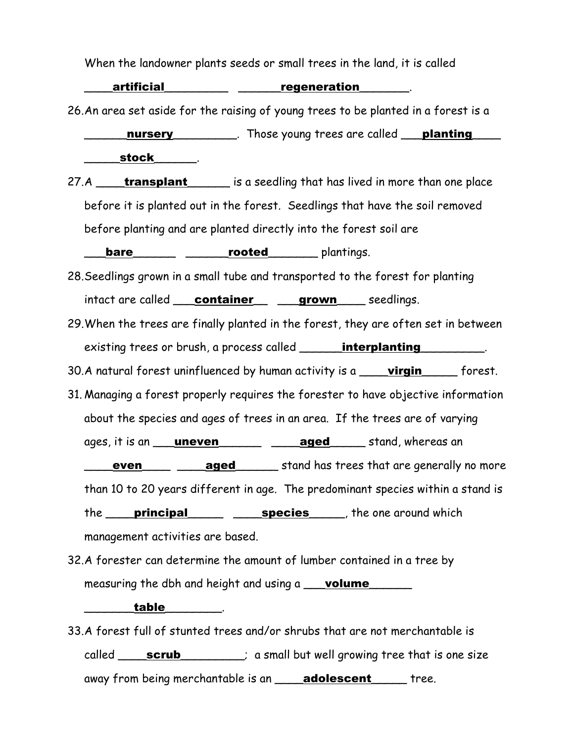When the landowner plants seeds or small trees in the land, it is called

____**artificial**_________ ______**regeneration**_______.

26. An area set aside for the raising of young trees to be planted in a forest is a ______**nursery**_________. Those young trees are called ___**planting**____ _____**stock**______.
27. A ____**transplant**______ is a seedling that has lived in more than one place before it is planted out in the forest. Seedlings that have the soil removed before planting and are planted directly into the forest soil are ___**bare**______ ______**rooted**_______ plantings.
28. Seedlings grown in a small tube and transported to the forest for planting intact are called ___**container**__ ___**grown**____ seedlings.
29. When the trees are finally planted in the forest, they are often set in between existing trees or brush, a process called ______**interplanting**_________.
30. A natural forest uninfluenced by human activity is a ____**virgin**_____ forest.
31. Managing a forest properly requires the forester to have objective information about the species and ages of trees in an area. If the trees are of varying ages, it is an ___**uneven**______ ____**aged**_____ stand, whereas an ____**even**____ ____**aged**______ stand has trees that are generally no more than 10 to 20 years different in age. The predominant species within a stand is the ____**principal**_____ ____**species**_____, the one around which management activities are based.
32. A forester can determine the amount of lumber contained in a tree by measuring the dbh and height and using a ___**volume**______ _______**table**________.
33. A forest full of stunted trees and/or shrubs that are not merchantable is called ____**scrub**_________; a small but well growing tree that is one size away from being merchantable is an ____**adolescent**_____ tree.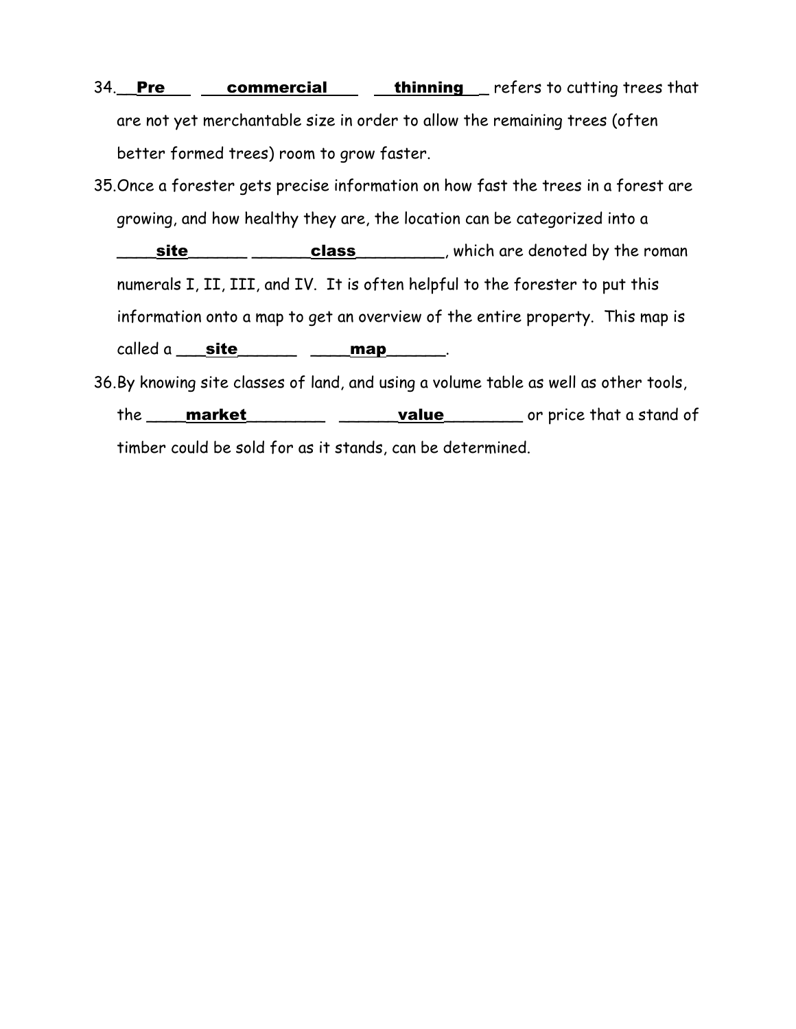34. __Pre__ __commercial__ __thinning__ refers to cutting trees that are not yet merchantable size in order to allow the remaining trees (often better formed trees) room to grow faster.

35. Once a forester gets precise information on how fast the trees in a forest are growing, and how healthy they are, the location can be categorized into a ____site______ ______class_________, which are denoted by the roman numerals I, II, III, and IV. It is often helpful to the forester to put this information onto a map to get an overview of the entire property. This map is called a ___site______ ____map______.

36. By knowing site classes of land, and using a volume table as well as other tools, the ____market________ ______value________ or price that a stand of timber could be sold for as it stands, can be determined.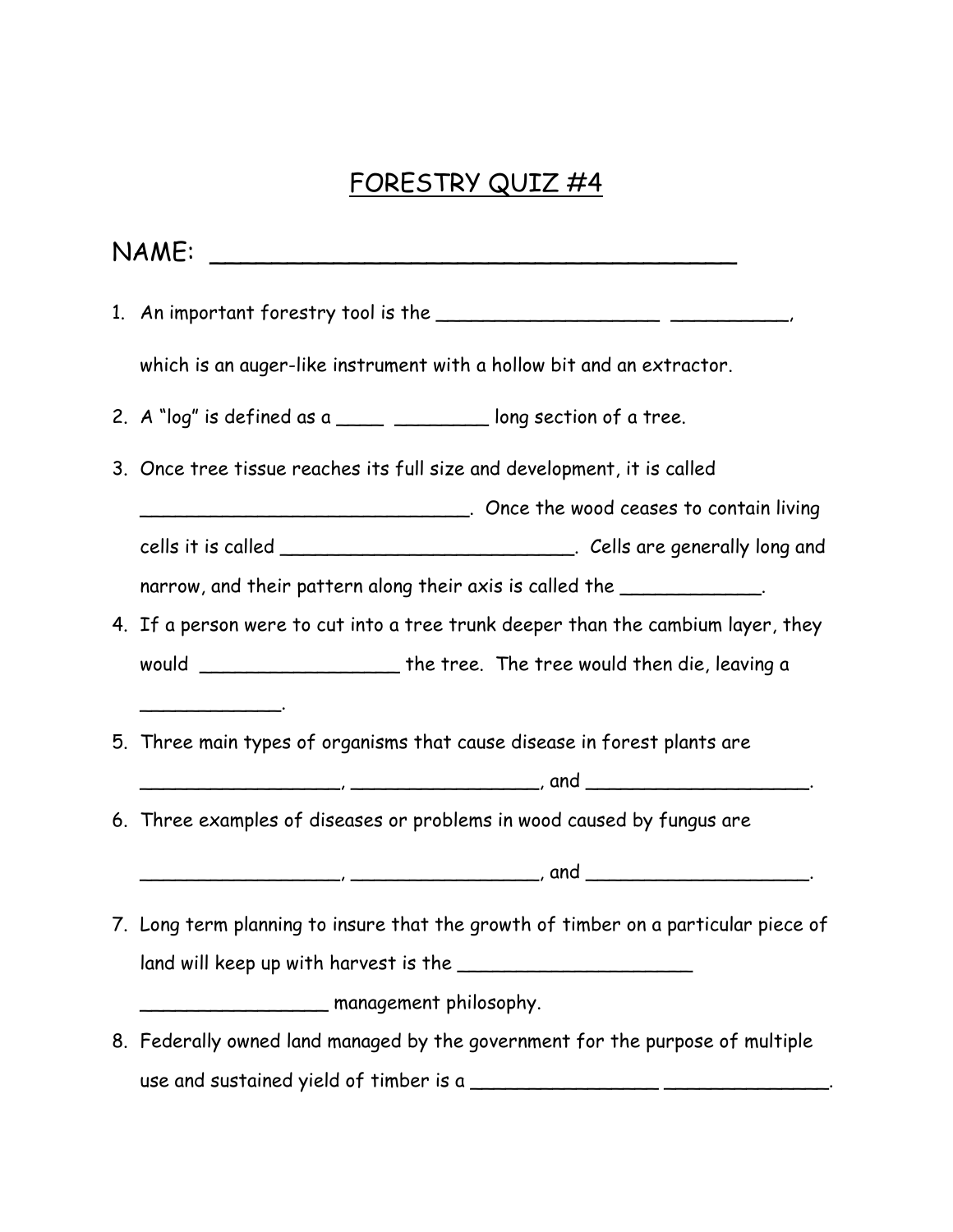# FORESTRY QUIZ #4

NAME: ____________________________________

1. An important forestry tool is the ____________________ ___________, which is an auger-like instrument with a hollow bit and an extractor.
2. A "log" is defined as a ____ _________ long section of a tree.
3. Once tree tissue reaches its full size and development, it is called ______________________________. Once the wood ceases to contain living cells it is called ___________________________. Cells are generally long and narrow, and their pattern along their axis is called the ____________.
4. If a person were to cut into a tree trunk deeper than the cambium layer, they would _________________ the tree. The tree would then die, leaving a ____________.
5. Three main types of organisms that cause disease in forest plants are __________________, _________________, and ____________________.
6. Three examples of diseases or problems in wood caused by fungus are __________________, _________________, and ____________________.
7. Long term planning to insure that the growth of timber on a particular piece of land will keep up with harvest is the _____________________ _________________ management philosophy.
8. Federally owned land managed by the government for the purpose of multiple use and sustained yield of timber is a _________________ _______________.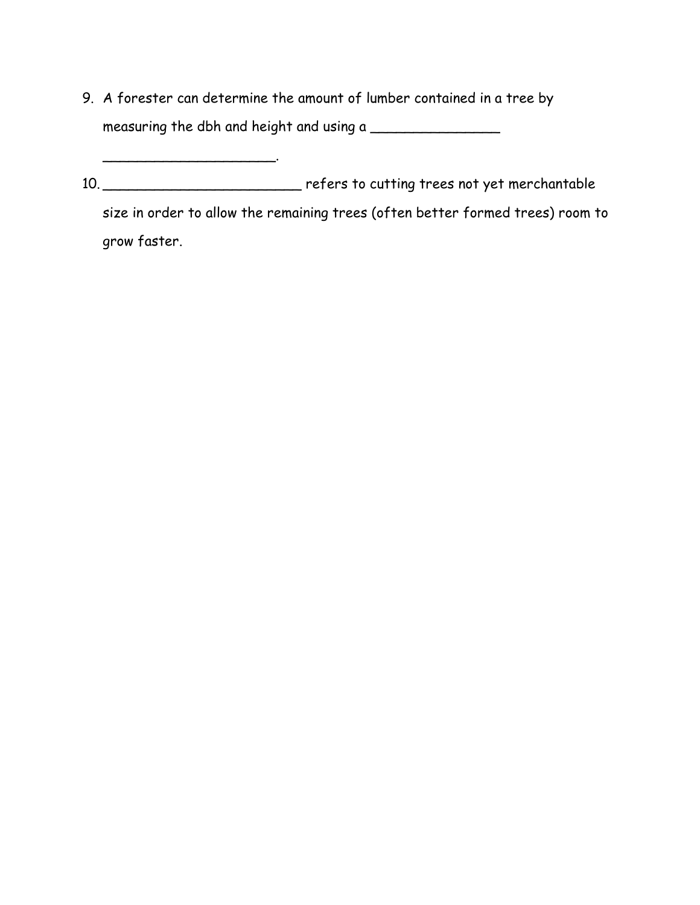9. A forester can determine the amount of lumber contained in a tree by measuring the dbh and height and using a _______________ ____________________.

10. ________________________ refers to cutting trees not yet merchantable size in order to allow the remaining trees (often better formed trees) room to grow faster.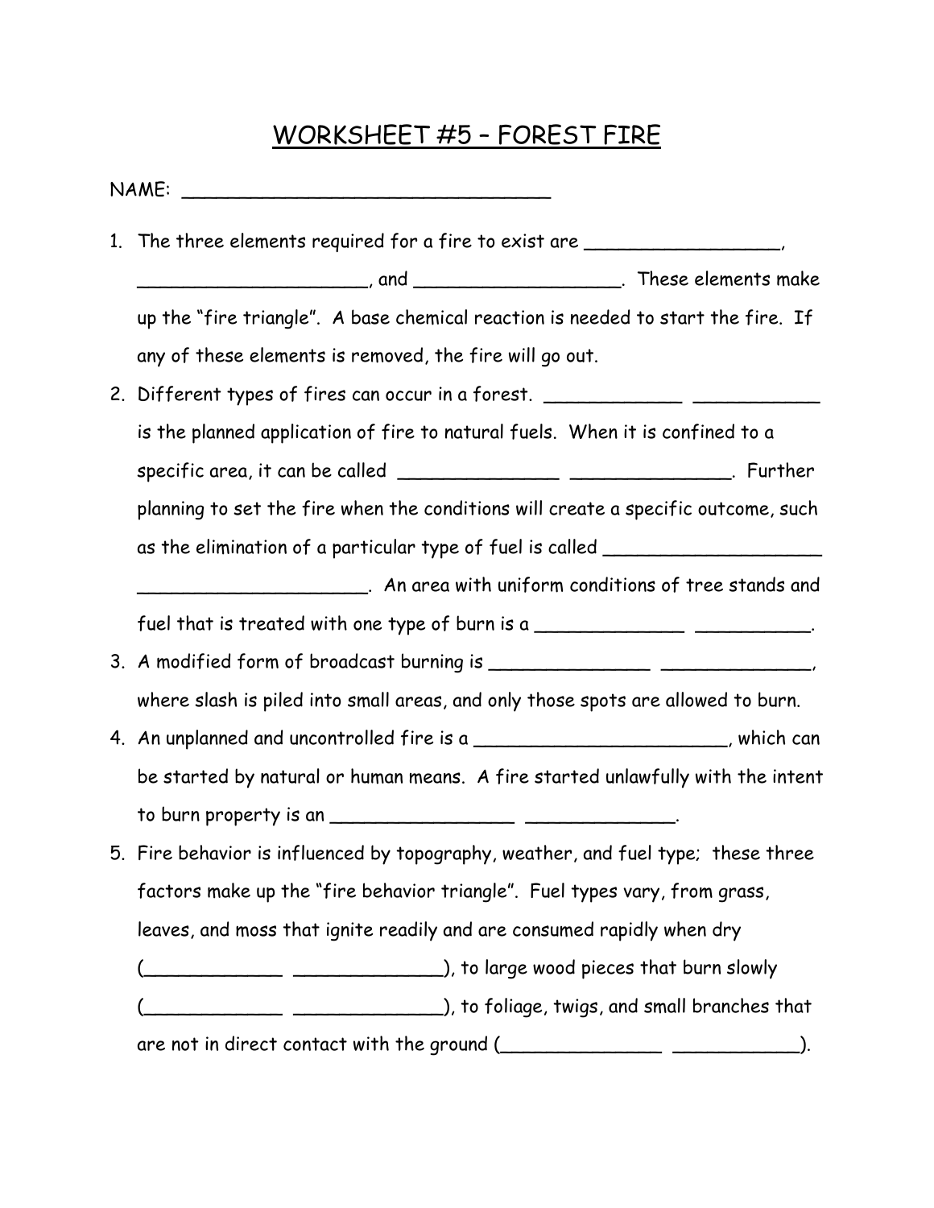# WORKSHEET #5 – FOREST FIRE

NAME: _______________________________

1. The three elements required for a fire to exist are ________________, ___________________, and _________________. These elements make up the "fire triangle". A base chemical reaction is needed to start the fire. If any of these elements is removed, the fire will go out.
2. Different types of fires can occur in a forest. ____________ ___________ is the planned application of fire to natural fuels. When it is confined to a specific area, it can be called ______________ ______________. Further planning to set the fire when the conditions will create a specific outcome, such as the elimination of a particular type of fuel is called __________________ ___________________. An area with uniform conditions of tree stands and fuel that is treated with one type of burn is a _____________ __________.
3. A modified form of broadcast burning is ______________ _____________, where slash is piled into small areas, and only those spots are allowed to burn.
4. An unplanned and uncontrolled fire is a ______________________, which can be started by natural or human means. A fire started unlawfully with the intent to burn property is an ________________ _____________.
5. Fire behavior is influenced by topography, weather, and fuel type; these three factors make up the "fire behavior triangle". Fuel types vary, from grass, leaves, and moss that ignite readily and are consumed rapidly when dry (____________ _____________), to large wood pieces that burn slowly (____________ _____________), to foliage, twigs, and small branches that are not in direct contact with the ground (______________ ___________).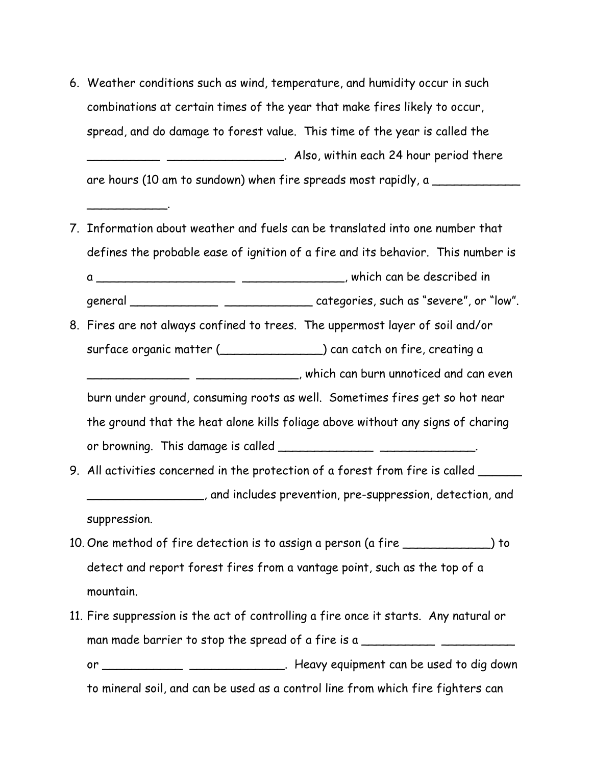6. Weather conditions such as wind, temperature, and humidity occur in such combinations at certain times of the year that make fires likely to occur, spread, and do damage to forest value. This time of the year is called the __________ ________________. Also, within each 24 hour period there are hours (10 am to sundown) when fire spreads most rapidly, a ____________ ___________.
7. Information about weather and fuels can be translated into one number that defines the probable ease of ignition of a fire and its behavior. This number is a ___________________ ______________, which can be described in general ____________ ____________ categories, such as "severe", or "low".
8. Fires are not always confined to trees. The uppermost layer of soil and/or surface organic matter (______________) can catch on fire, creating a ______________ ______________, which can burn unnoticed and can even burn under ground, consuming roots as well. Sometimes fires get so hot near the ground that the heat alone kills foliage above without any signs of charing or browning. This damage is called _____________ _____________.
9. All activities concerned in the protection of a forest from fire is called ______ ________________, and includes prevention, pre-suppression, detection, and suppression.
10. One method of fire detection is to assign a person (a fire ____________) to detect and report forest fires from a vantage point, such as the top of a mountain.
11. Fire suppression is the act of controlling a fire once it starts. Any natural or man made barrier to stop the spread of a fire is a __________ __________ or ___________ _____________. Heavy equipment can be used to dig down to mineral soil, and can be used as a control line from which fire fighters can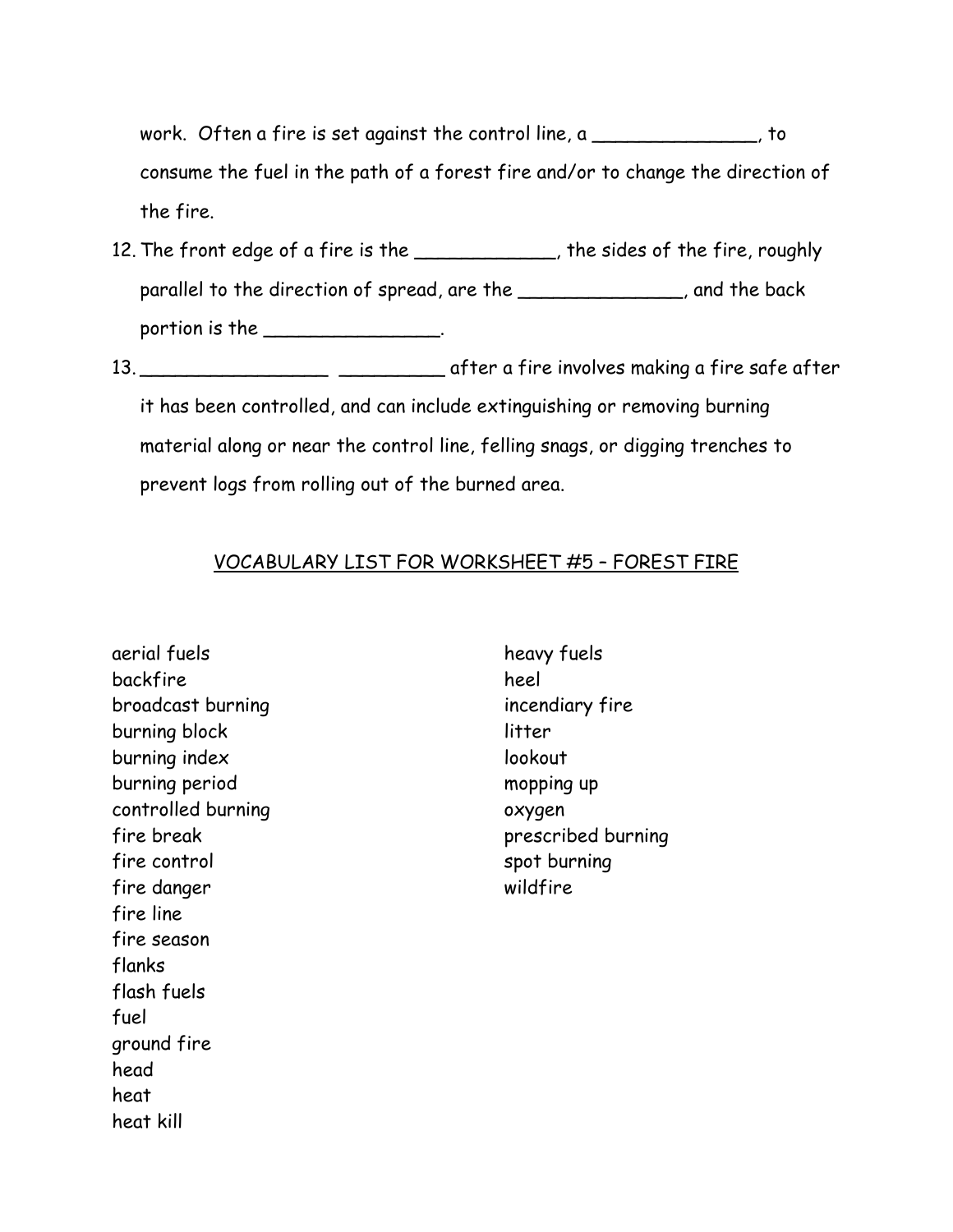work. Often a fire is set against the control line, a ______________, to consume the fuel in the path of a forest fire and/or to change the direction of the fire.

12. The front edge of a fire is the ____________, the sides of the fire, roughly parallel to the direction of spread, are the ______________, and the back portion is the _______________.

13. ________________ _________ after a fire involves making a fire safe after it has been controlled, and can include extinguishing or removing burning material along or near the control line, felling snags, or digging trenches to prevent logs from rolling out of the burned area.

## VOCABULARY LIST FOR WORKSHEET #5 – FOREST FIRE

aerial fuels
backfire
broadcast burning
burning block
burning index
burning period
controlled burning
fire break
fire control
fire danger
fire line
fire season
flanks
flash fuels
fuel
ground fire
head
heat
heat kill
heavy fuels
heel
incendiary fire
litter
lookout
mopping up
oxygen
prescribed burning
spot burning
wildfire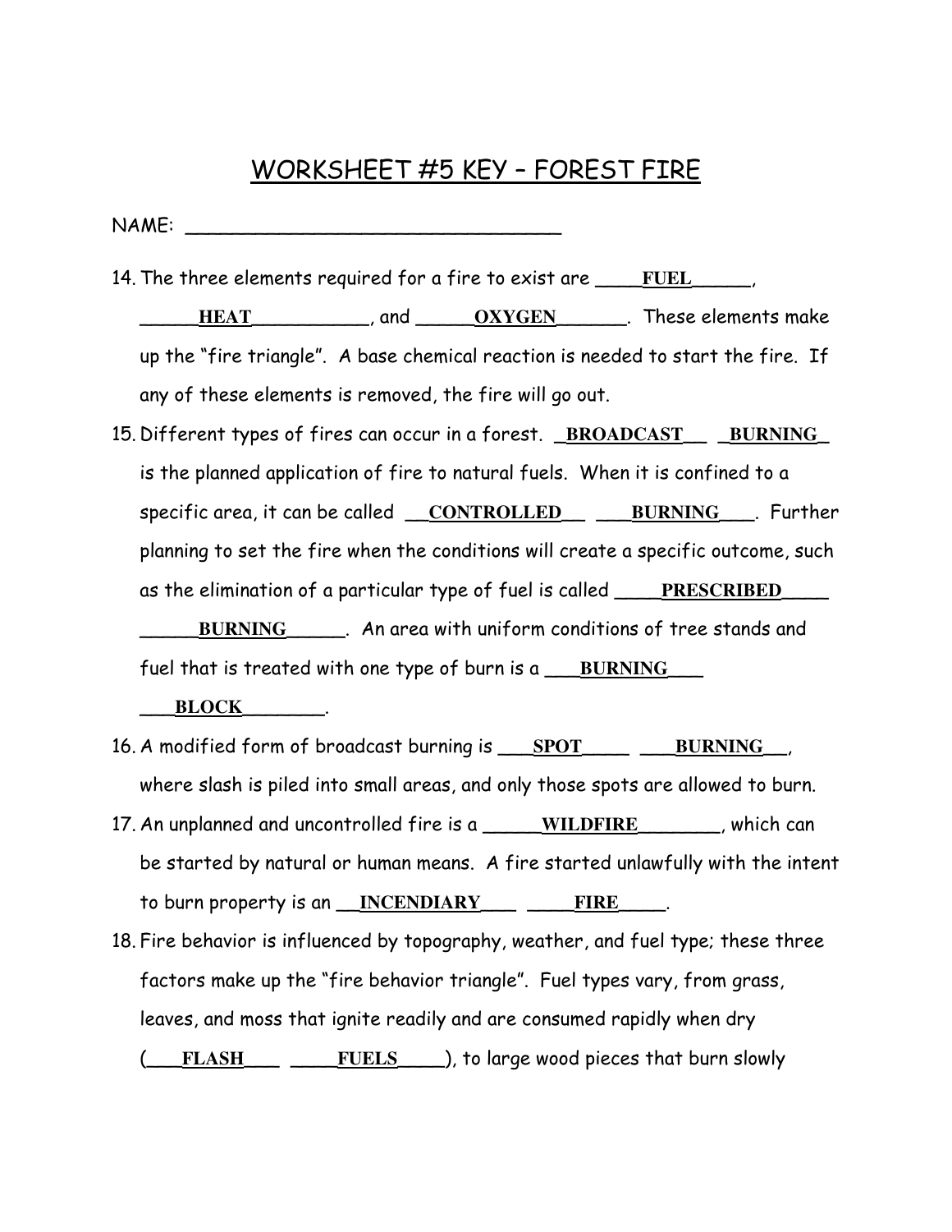# WORKSHEET #5 KEY – FOREST FIRE

NAME: ________________________________

14. The three elements required for a fire to exist are ____**FUEL**_____, _____**HEAT**__________, and _____**OXYGEN**______. These elements make up the "fire triangle". A base chemical reaction is needed to start the fire. If any of these elements is removed, the fire will go out.

15. Different types of fires can occur in a forest. _**BROADCAST**__ _**BURNING**_ is the planned application of fire to natural fuels. When it is confined to a specific area, it can be called __**CONTROLLED**__ ___**BURNING**___. Further planning to set the fire when the conditions will create a specific outcome, such as the elimination of a particular type of fuel is called ____**PRESCRIBED**____ _____**BURNING**_____. An area with uniform conditions of tree stands and fuel that is treated with one type of burn is a ___**BURNING**___ ___**BLOCK**________.

16. A modified form of broadcast burning is ___**SPOT**____ ___**BURNING**__, where slash is piled into small areas, and only those spots are allowed to burn.

17. An unplanned and uncontrolled fire is a _____**WILDFIRE**_______, which can be started by natural or human means. A fire started unlawfully with the intent to burn property is an __**INCENDIARY**___ ____**FIRE**____.

18. Fire behavior is influenced by topography, weather, and fuel type; these three factors make up the "fire behavior triangle". Fuel types vary, from grass, leaves, and moss that ignite readily and are consumed rapidly when dry (___**FLASH**___ ____**FUELS**____), to large wood pieces that burn slowly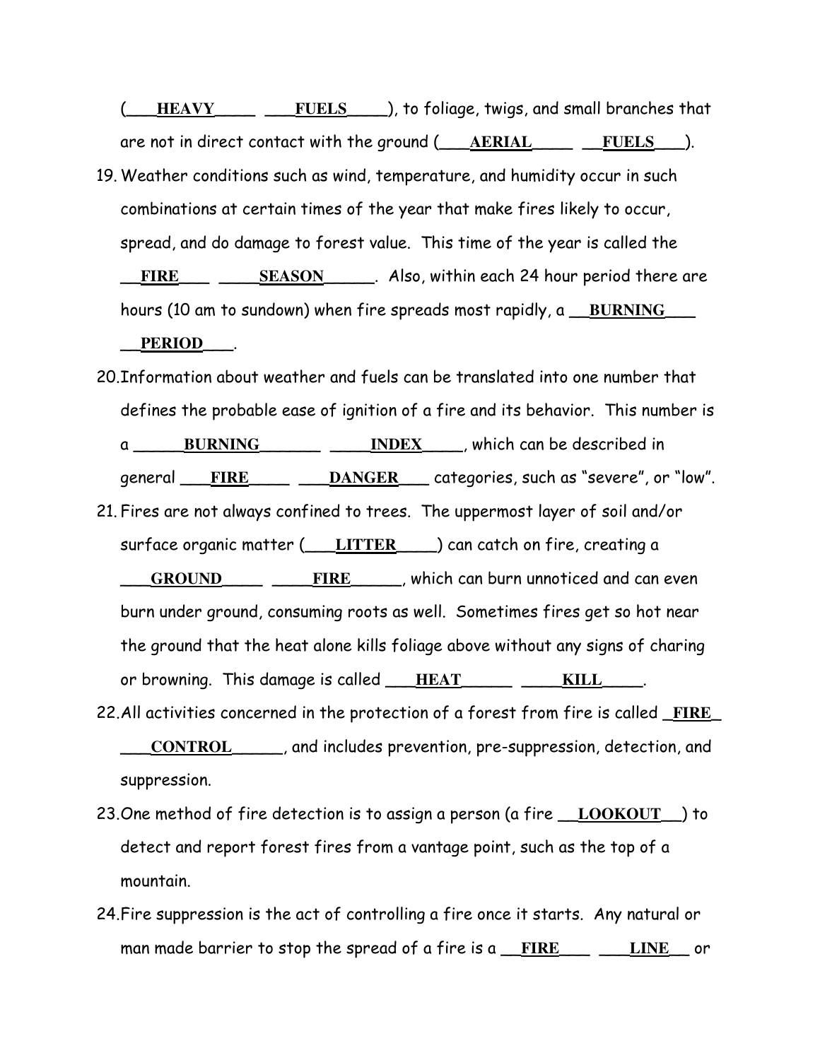(___**HEAVY**____ ___**FUELS**____), to foliage, twigs, and small branches that are not in direct contact with the ground (___**AERIAL**____ __**FUELS**___).

19. Weather conditions such as wind, temperature, and humidity occur in such combinations at certain times of the year that make fires likely to occur, spread, and do damage to forest value. This time of the year is called the __**FIRE**___ ____**SEASON**_____. Also, within each 24 hour period there are hours (10 am to sundown) when fire spreads most rapidly, a __**BURNING**___ __**PERIOD**___.

20. Information about weather and fuels can be translated into one number that defines the probable ease of ignition of a fire and its behavior. This number is a _____**BURNING**______ ____**INDEX**____, which can be described in general ___**FIRE**____ ___**DANGER**___ categories, such as "severe", or "low".

21. Fires are not always confined to trees. The uppermost layer of soil and/or surface organic matter (___**LITTER**____) can catch on fire, creating a ___**GROUND**____ ____**FIRE**_____, which can burn unnoticed and can even burn under ground, consuming roots as well. Sometimes fires get so hot near the ground that the heat alone kills foliage above without any signs of charing or browning. This damage is called ___**HEAT**_____ ____**KILL**____.

22. All activities concerned in the protection of a forest from fire is called _**FIRE**_ ___**CONTROL**_____, and includes prevention, pre-suppression, detection, and suppression.

23. One method of fire detection is to assign a person (a fire __**LOOKOUT**__) to detect and report forest fires from a vantage point, such as the top of a mountain.

24. Fire suppression is the act of controlling a fire once it starts. Any natural or man made barrier to stop the spread of a fire is a __**FIRE**___ ___**LINE**__ or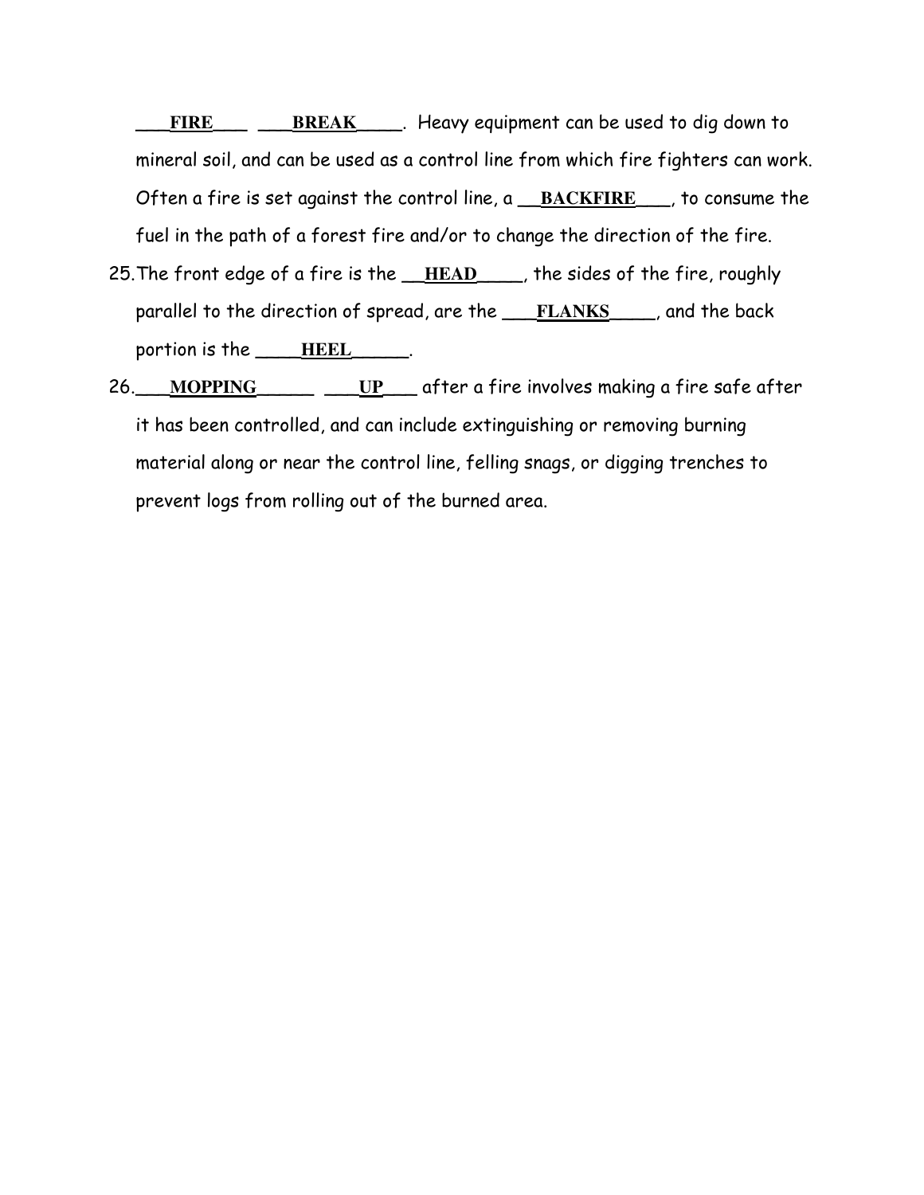___**FIRE**___ ___**BREAK**____. Heavy equipment can be used to dig down to mineral soil, and can be used as a control line from which fire fighters can work. Often a fire is set against the control line, a __**BACKFIRE**___, to consume the fuel in the path of a forest fire and/or to change the direction of the fire.

25. The front edge of a fire is the __**HEAD**____, the sides of the fire, roughly parallel to the direction of spread, are the ___**FLANKS**____, and the back portion is the ____**HEEL**_____.
26. ___**MOPPING**_____ ___**UP**___ after a fire involves making a fire safe after it has been controlled, and can include extinguishing or removing burning material along or near the control line, felling snags, or digging trenches to prevent logs from rolling out of the burned area.